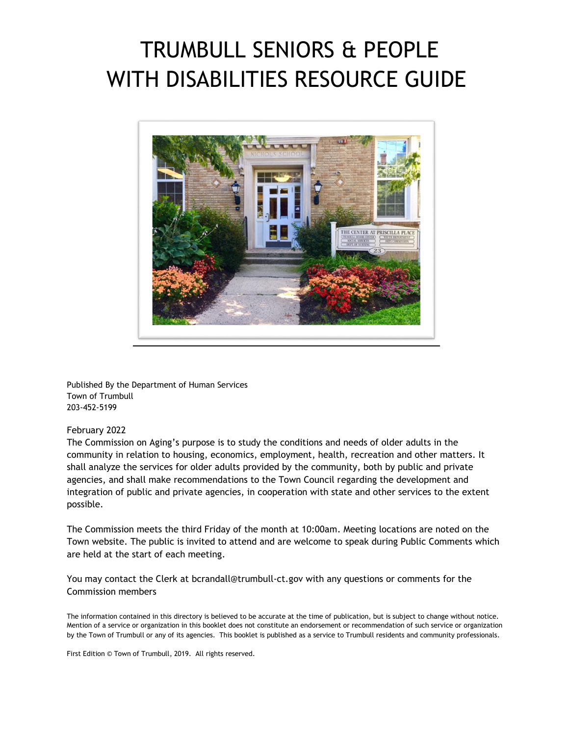# TRUMBULL SENIORS & PEOPLE WITH DISABILITIES RESOURCE GUIDE

Published By the Department of Human Services
Town of Trumbull
203-452-5199

February 2022

The Commission on Aging's purpose is to study the conditions and needs of older adults in the community in relation to housing, economics, employment, health, recreation and other matters. It shall analyze the services for older adults provided by the community, both by public and private agencies, and shall make recommendations to the Town Council regarding the development and integration of public and private agencies, in cooperation with state and other services to the extent possible.

The Commission meets the third Friday of the month at 10:00am. Meeting locations are noted on the Town website. The public is invited to attend and are welcome to speak during Public Comments which are held at the start of each meeting.

You may contact the Clerk at bcrandall@trumbull-ct.gov with any questions or comments for the Commission members

The information contained in this directory is believed to be accurate at the time of publication, but is subject to change without notice. Mention of a service or organization in this booklet does not constitute an endorsement or recommendation of such service or organization by the Town of Trumbull or any of its agencies. This booklet is published as a service to Trumbull residents and community professionals.

First Edition © Town of Trumbull, 2019. All rights reserved.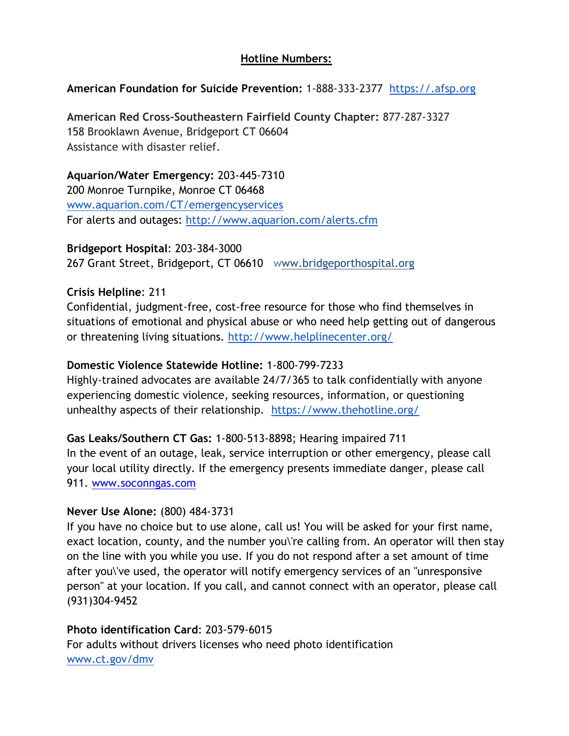## Hotline Numbers:

**American Foundation for Suicide Prevention:** 1-888-333-2377 https://.afsp.org

**American Red Cross-Southeastern Fairfield County Chapter:** 877-287-3327
158 Brooklawn Avenue, Bridgeport CT 06604
Assistance with disaster relief.

**Aquarion/Water Emergency:** 203-445-7310
200 Monroe Turnpike, Monroe CT 06468
www.aquarion.com/CT/emergencyservices
For alerts and outages: http://www.aquarion.com/alerts.cfm

**Bridgeport Hospital**: 203-384-3000
267 Grant Street, Bridgeport, CT 06610 www.bridgeporthospital.org

**Crisis Helpline**: 211
Confidential, judgment-free, cost-free resource for those who find themselves in situations of emotional and physical abuse or who need help getting out of dangerous or threatening living situations. http://www.helplinecenter.org/

**Domestic Violence Statewide Hotline:** 1-800-799-7233
Highly-trained advocates are available 24/7/365 to talk confidentially with anyone experiencing domestic violence, seeking resources, information, or questioning unhealthy aspects of their relationship. https://www.thehotline.org/

**Gas Leaks/Southern CT Gas:** 1-800-513-8898; Hearing impaired 711
In the event of an outage, leak, service interruption or other emergency, please call your local utility directly. If the emergency presents immediate danger, please call 911. www.soconngas.com

**Never Use Alone:** (800) 484-3731
If you have no choice but to use alone, call us! You will be asked for your first name, exact location, county, and the number you\'re calling from. An operator will then stay on the line with you while you use. If you do not respond after a set amount of time after you\'ve used, the operator will notify emergency services of an "unresponsive person" at your location. If you call, and cannot connect with an operator, please call (931)304-9452

**Photo identification Card**: 203-579-6015
For adults without drivers licenses who need photo identification
www.ct.gov/dmv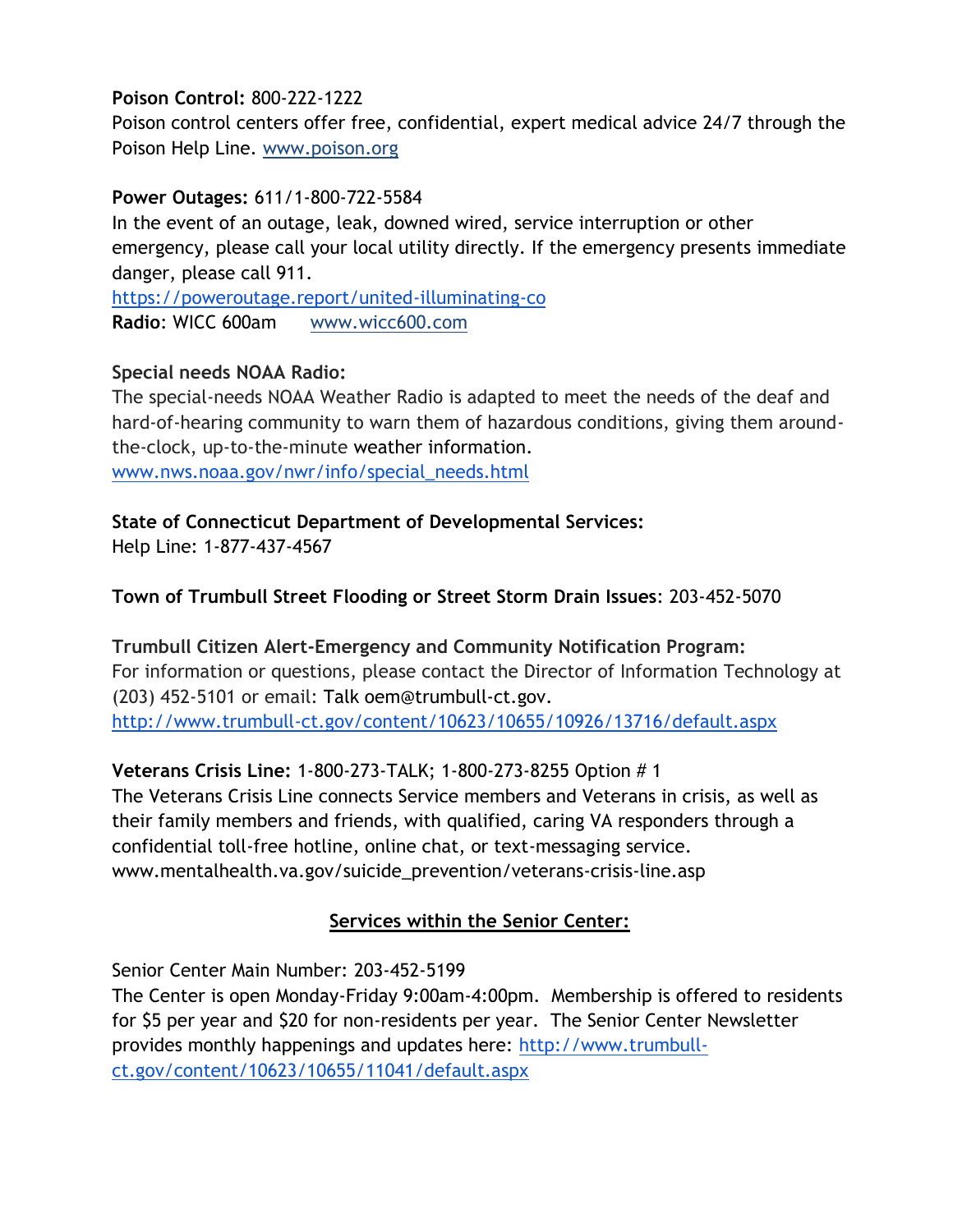**Poison Control:** 800-222-1222
Poison control centers offer free, confidential, expert medical advice 24/7 through the Poison Help Line. [www.poison.org](www.poison.org)

**Power Outages:** 611/1-800-722-5584
In the event of an outage, leak, downed wired, service interruption or other emergency, please call your local utility directly. If the emergency presents immediate danger, please call 911.
[https://poweroutage.report/united-illuminating-co](https://poweroutage.report/united-illuminating-co)
**Radio**: WICC 600am [www.wicc600.com](www.wicc600.com)

**Special needs NOAA Radio:**
The special-needs NOAA Weather Radio is adapted to meet the needs of the deaf and hard-of-hearing community to warn them of hazardous conditions, giving them around-the-clock, up-to-the-minute weather information.
[www.nws.noaa.gov/nwr/info/special_needs.html](www.nws.noaa.gov/nwr/info/special_needs.html)

**State of Connecticut Department of Developmental Services:**
Help Line: 1-877-437-4567

**Town of Trumbull Street Flooding or Street Storm Drain Issues**: 203-452-5070

**Trumbull Citizen Alert-Emergency and Community Notification Program:**
For information or questions, please contact the Director of Information Technology at (203) 452-5101 or email: Talk oem@trumbull-ct.gov.
[http://www.trumbull-ct.gov/content/10623/10655/10926/13716/default.aspx](http://www.trumbull-ct.gov/content/10623/10655/10926/13716/default.aspx)

**Veterans Crisis Line:** 1-800-273-TALK; 1-800-273-8255 Option # 1
The Veterans Crisis Line connects Service members and Veterans in crisis, as well as their family members and friends, with qualified, caring VA responders through a confidential toll-free hotline, online chat, or text-messaging service.
www.mentalhealth.va.gov/suicide_prevention/veterans-crisis-line.asp

## Services within the Senior Center:

Senior Center Main Number: 203-452-5199
The Center is open Monday-Friday 9:00am-4:00pm. Membership is offered to residents for $5 per year and $20 for non-residents per year. The Senior Center Newsletter provides monthly happenings and updates here: [http://www.trumbull-ct.gov/content/10623/10655/11041/default.aspx](http://www.trumbull-ct.gov/content/10623/10655/11041/default.aspx)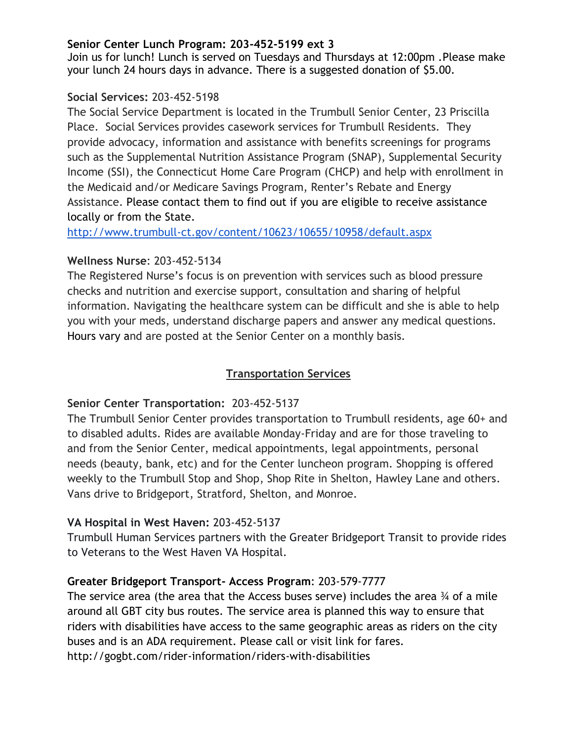**Senior Center Lunch Program: 203-452-5199 ext 3**
Join us for lunch! Lunch is served on Tuesdays and Thursdays at 12:00pm .Please make your lunch 24 hours days in advance. There is a suggested donation of $5.00.

**Social Services:** 203-452-5198
The Social Service Department is located in the Trumbull Senior Center, 23 Priscilla Place. Social Services provides casework services for Trumbull Residents. They provide advocacy, information and assistance with benefits screenings for programs such as the Supplemental Nutrition Assistance Program (SNAP), Supplemental Security Income (SSI), the Connecticut Home Care Program (CHCP) and help with enrollment in the Medicaid and/or Medicare Savings Program, Renter's Rebate and Energy Assistance. Please contact them to find out if you are eligible to receive assistance locally or from the State.
http://www.trumbull-ct.gov/content/10623/10655/10958/default.aspx

**Wellness Nurse**: 203-452-5134
The Registered Nurse's focus is on prevention with services such as blood pressure checks and nutrition and exercise support, consultation and sharing of helpful information. Navigating the healthcare system can be difficult and she is able to help you with your meds, understand discharge papers and answer any medical questions. Hours vary and are posted at the Senior Center on a monthly basis.

## Transportation Services

**Senior Center Transportation:** 203-452-5137
The Trumbull Senior Center provides transportation to Trumbull residents, age 60+ and to disabled adults. Rides are available Monday-Friday and are for those traveling to and from the Senior Center, medical appointments, legal appointments, personal needs (beauty, bank, etc) and for the Center luncheon program. Shopping is offered weekly to the Trumbull Stop and Shop, Shop Rite in Shelton, Hawley Lane and others. Vans drive to Bridgeport, Stratford, Shelton, and Monroe.

**VA Hospital in West Haven:** 203-452-5137
Trumbull Human Services partners with the Greater Bridgeport Transit to provide rides to Veterans to the West Haven VA Hospital.

**Greater Bridgeport Transport- Access Program**: 203-579-7777
The service area (the area that the Access buses serve) includes the area ¾ of a mile around all GBT city bus routes. The service area is planned this way to ensure that riders with disabilities have access to the same geographic areas as riders on the city buses and is an ADA requirement. Please call or visit link for fares.
http://gogbt.com/rider-information/riders-with-disabilities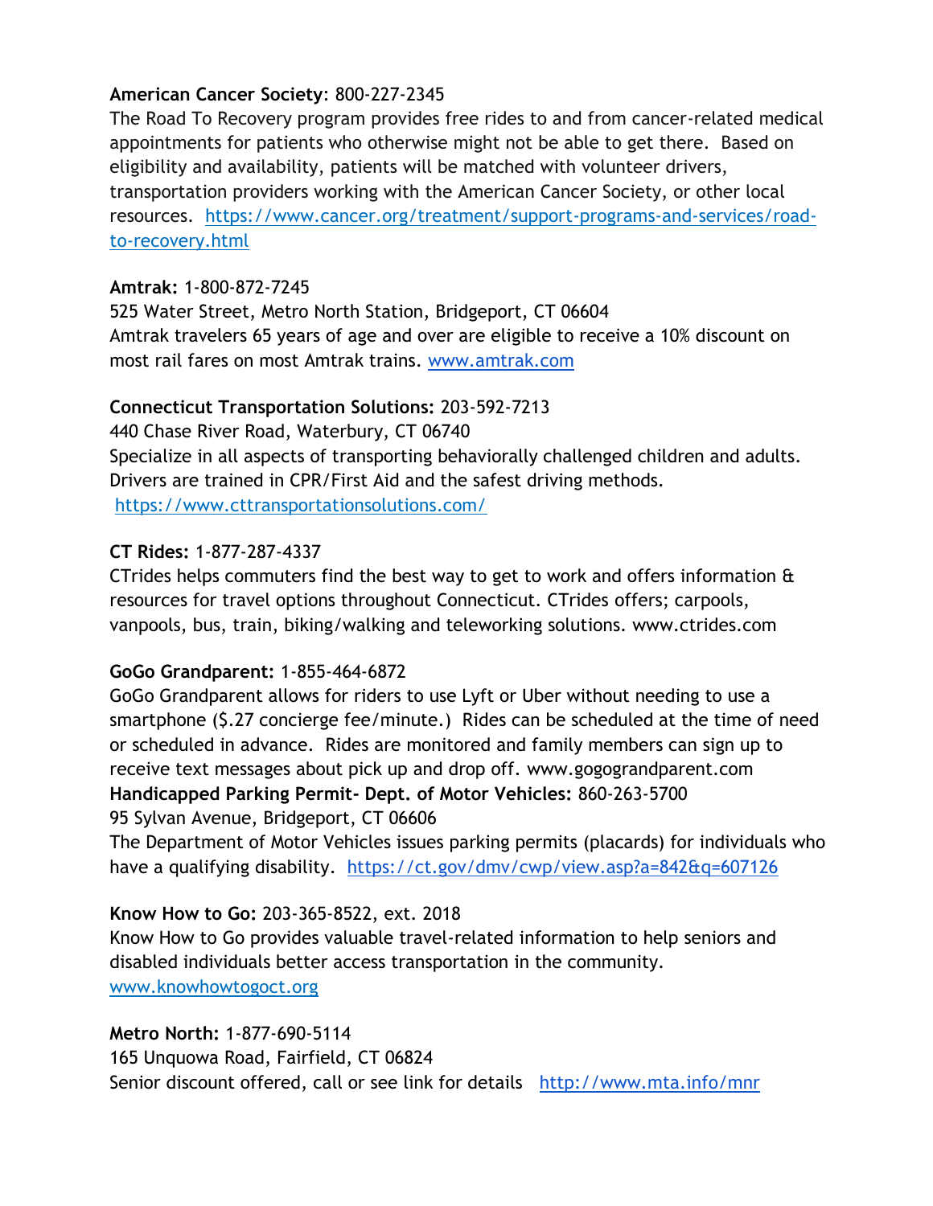**American Cancer Society**: 800-227-2345
The Road To Recovery program provides free rides to and from cancer-related medical appointments for patients who otherwise might not be able to get there. Based on eligibility and availability, patients will be matched with volunteer drivers, transportation providers working with the American Cancer Society, or other local resources. https://www.cancer.org/treatment/support-programs-and-services/road-to-recovery.html

**Amtrak:** 1-800-872-7245
525 Water Street, Metro North Station, Bridgeport, CT 06604
Amtrak travelers 65 years of age and over are eligible to receive a 10% discount on most rail fares on most Amtrak trains. www.amtrak.com

**Connecticut Transportation Solutions:** 203-592-7213
440 Chase River Road, Waterbury, CT 06740
Specialize in all aspects of transporting behaviorally challenged children and adults. Drivers are trained in CPR/First Aid and the safest driving methods.
https://www.cttransportationsolutions.com/

**CT Rides:** 1-877-287-4337
CTrides helps commuters find the best way to get to work and offers information & resources for travel options throughout Connecticut. CTrides offers; carpools, vanpools, bus, train, biking/walking and teleworking solutions. www.ctrides.com

**GoGo Grandparent:** 1-855-464-6872
GoGo Grandparent allows for riders to use Lyft or Uber without needing to use a smartphone ($.27 concierge fee/minute.) Rides can be scheduled at the time of need or scheduled in advance. Rides are monitored and family members can sign up to receive text messages about pick up and drop off. www.gogograndparent.com

**Handicapped Parking Permit- Dept. of Motor Vehicles:** 860-263-5700
95 Sylvan Avenue, Bridgeport, CT 06606
The Department of Motor Vehicles issues parking permits (placards) for individuals who have a qualifying disability. https://ct.gov/dmv/cwp/view.asp?a=842&q=607126

**Know How to Go:** 203-365-8522, ext. 2018
Know How to Go provides valuable travel-related information to help seniors and disabled individuals better access transportation in the community.
www.knowhowtogoct.org

**Metro North:** 1-877-690-5114
165 Unquowa Road, Fairfield, CT 06824
Senior discount offered, call or see link for details http://www.mta.info/mnr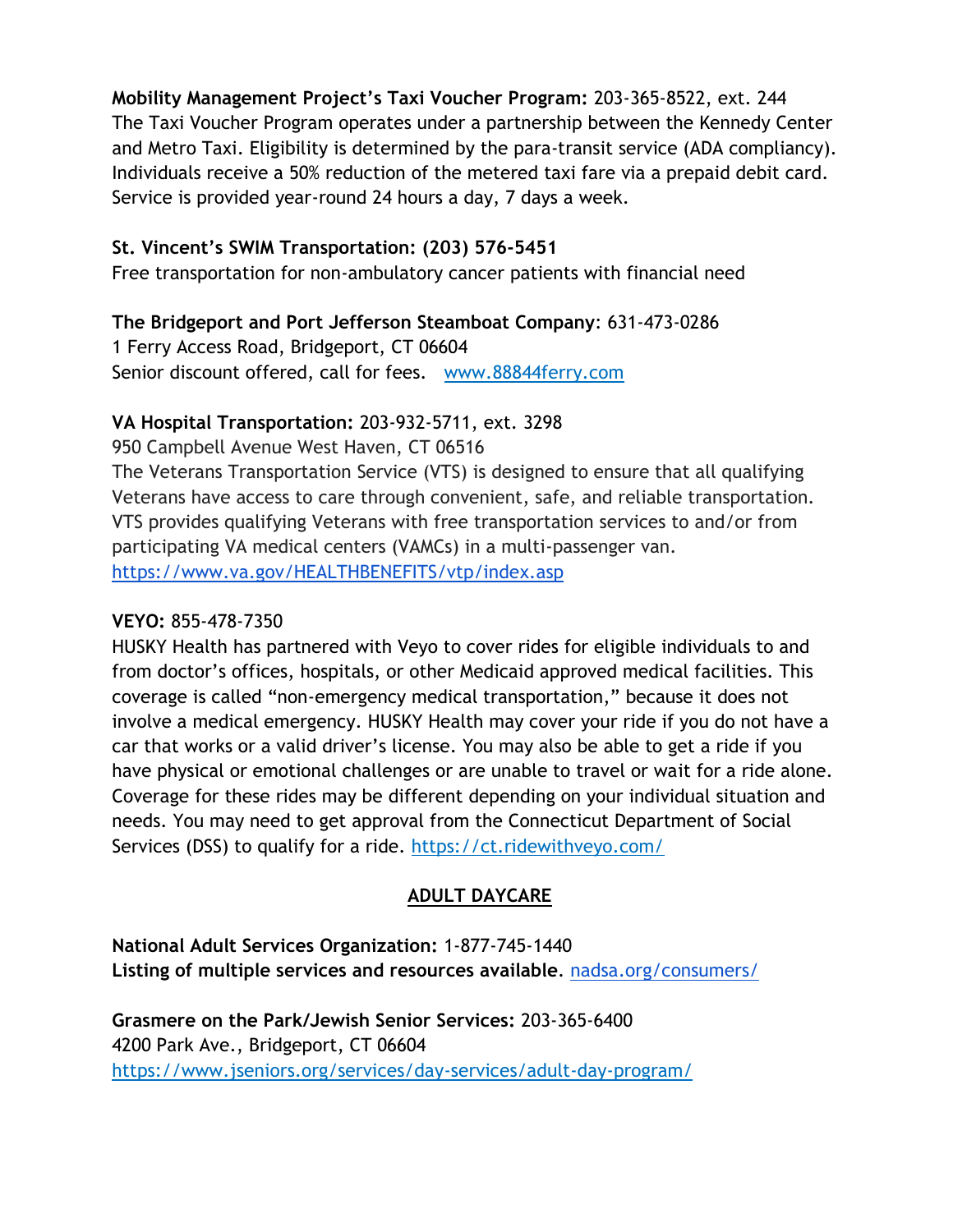**Mobility Management Project's Taxi Voucher Program:** 203-365-8522, ext. 244
The Taxi Voucher Program operates under a partnership between the Kennedy Center and Metro Taxi. Eligibility is determined by the para-transit service (ADA compliancy). Individuals receive a 50% reduction of the metered taxi fare via a prepaid debit card. Service is provided year-round 24 hours a day, 7 days a week.

**St. Vincent's SWIM Transportation: (203) 576-5451**
Free transportation for non-ambulatory cancer patients with financial need

**The Bridgeport and Port Jefferson Steamboat Company**: 631-473-0286
1 Ferry Access Road, Bridgeport, CT 06604
Senior discount offered, call for fees. [www.88844ferry.com](www.88844ferry.com)

**VA Hospital Transportation:** 203-932-5711, ext. 3298
950 Campbell Avenue West Haven, CT 06516
The Veterans Transportation Service (VTS) is designed to ensure that all qualifying Veterans have access to care through convenient, safe, and reliable transportation. VTS provides qualifying Veterans with free transportation services to and/or from participating VA medical centers (VAMCs) in a multi-passenger van.
[https://www.va.gov/HEALTHBENEFITS/vtp/index.asp](https://www.va.gov/HEALTHBENEFITS/vtp/index.asp)

**VEYO:** 855-478-7350
HUSKY Health has partnered with Veyo to cover rides for eligible individuals to and from doctor's offices, hospitals, or other Medicaid approved medical facilities. This coverage is called "non-emergency medical transportation," because it does not involve a medical emergency. HUSKY Health may cover your ride if you do not have a car that works or a valid driver's license. You may also be able to get a ride if you have physical or emotional challenges or are unable to travel or wait for a ride alone. Coverage for these rides may be different depending on your individual situation and needs. You may need to get approval from the Connecticut Department of Social Services (DSS) to qualify for a ride. [https://ct.ridewithveyo.com/](https://ct.ridewithveyo.com/)

## ADULT DAYCARE

**National Adult Services Organization:** 1-877-745-1440
**Listing of multiple services and resources available**. [nadsa.org/consumers/](nadsa.org/consumers/)

**Grasmere on the Park/Jewish Senior Services:** 203-365-6400
4200 Park Ave., Bridgeport, CT 06604
[https://www.jseniors.org/services/day-services/adult-day-program/](https://www.jseniors.org/services/day-services/adult-day-program/)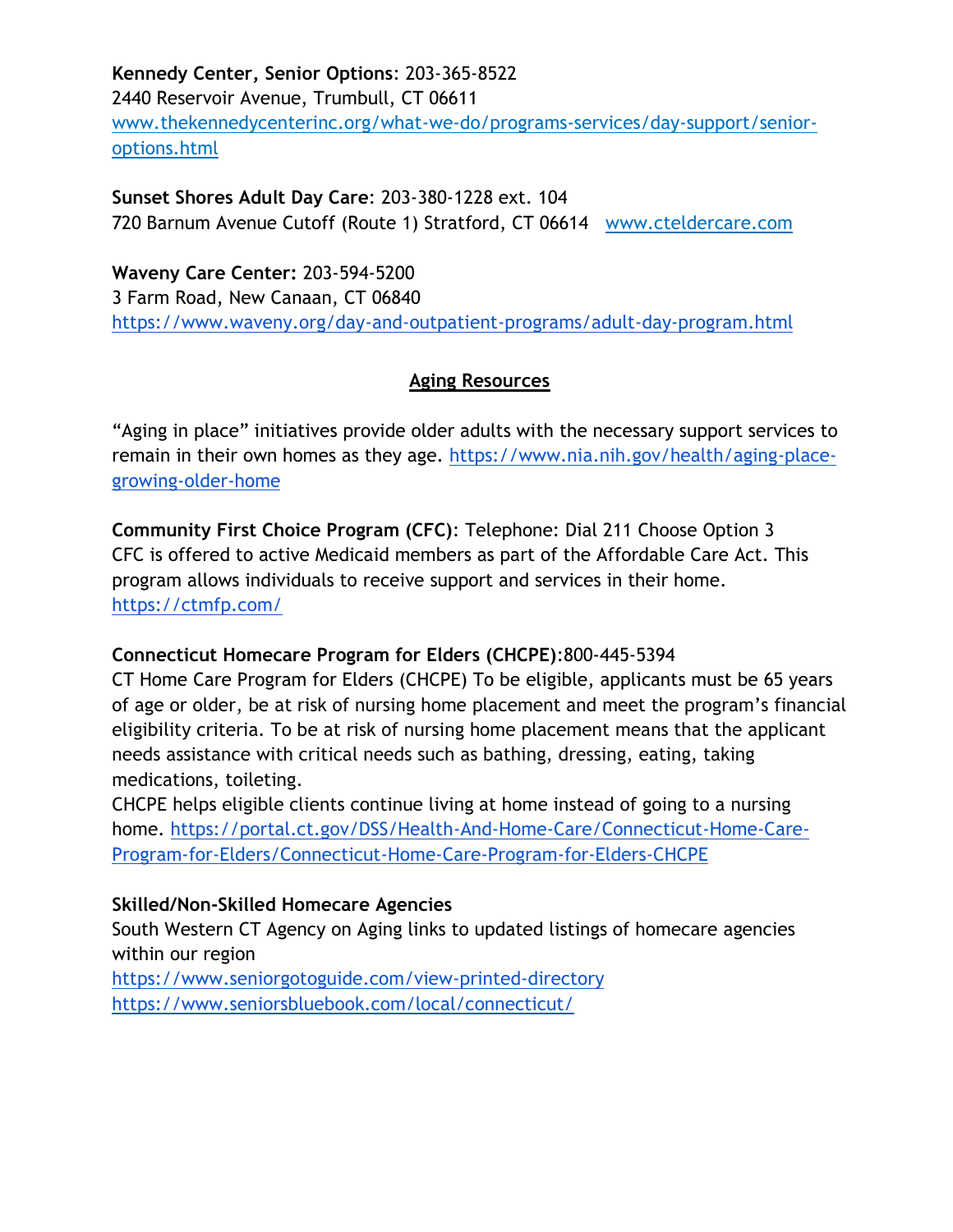**Kennedy Center, Senior Options**: 203-365-8522
2440 Reservoir Avenue, Trumbull, CT 06611
[www.thekennedycenterinc.org/what-we-do/programs-services/day-support/senior-options.html](www.thekennedycenterinc.org/what-we-do/programs-services/day-support/senior-options.html)

**Sunset Shores Adult Day Care**: 203-380-1228 ext. 104
720 Barnum Avenue Cutoff (Route 1) Stratford, CT 06614 [www.cteldercare.com](www.cteldercare.com)

**Waveny Care Center:** 203-594-5200
3 Farm Road, New Canaan, CT 06840
https://www.waveny.org/day-and-outpatient-programs/adult-day-program.html

## Aging Resources

"Aging in place" initiatives provide older adults with the necessary support services to remain in their own homes as they age. https://www.nia.nih.gov/health/aging-place-growing-older-home

**Community First Choice Program (CFC)**: Telephone: Dial 211 Choose Option 3
CFC is offered to active Medicaid members as part of the Affordable Care Act. This program allows individuals to receive support and services in their home.
https://ctmfp.com/

**Connecticut Homecare Program for Elders (CHCPE)**:800-445-5394
CT Home Care Program for Elders (CHCPE) To be eligible, applicants must be 65 years of age or older, be at risk of nursing home placement and meet the program's financial eligibility criteria. To be at risk of nursing home placement means that the applicant needs assistance with critical needs such as bathing, dressing, eating, taking medications, toileting.
CHCPE helps eligible clients continue living at home instead of going to a nursing home. https://portal.ct.gov/DSS/Health-And-Home-Care/Connecticut-Home-Care-Program-for-Elders/Connecticut-Home-Care-Program-for-Elders-CHCPE

**Skilled/Non-Skilled Homecare Agencies**
South Western CT Agency on Aging links to updated listings of homecare agencies within our region
https://www.seniorgotoguide.com/view-printed-directory
https://www.seniorsbluebook.com/local/connecticut/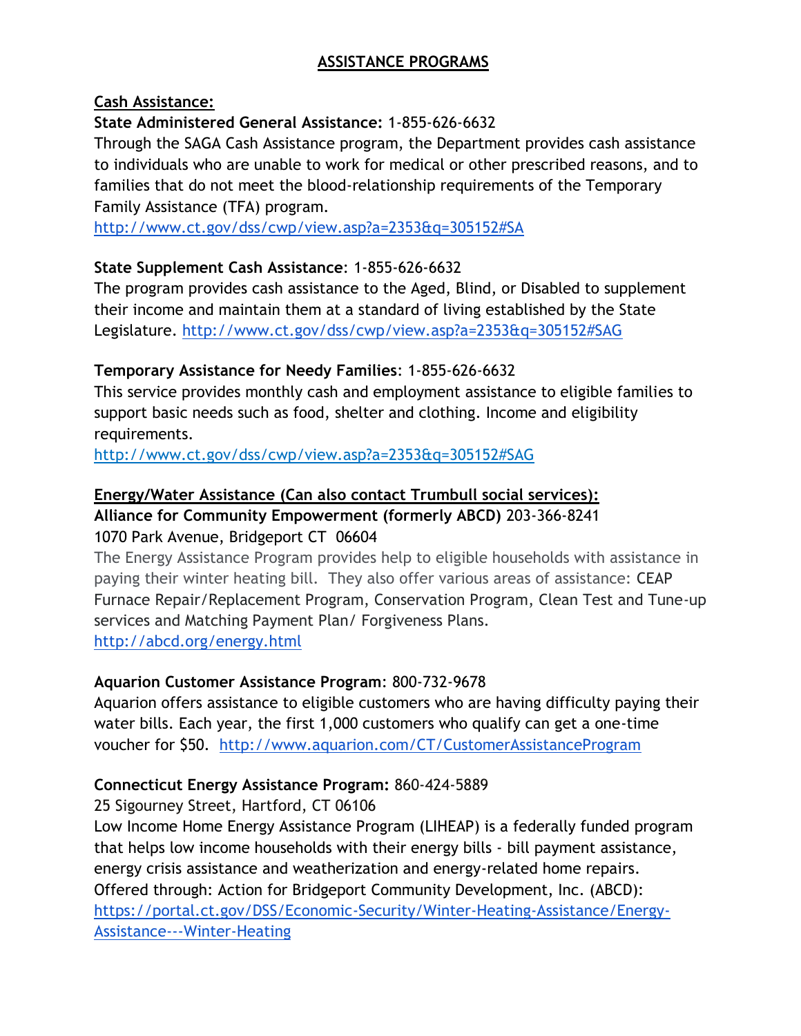# ASSISTANCE PROGRAMS

## Cash Assistance:

**State Administered General Assistance:** 1-855-626-6632

Through the SAGA Cash Assistance program, the Department provides cash assistance to individuals who are unable to work for medical or other prescribed reasons, and to families that do not meet the blood-relationship requirements of the Temporary Family Assistance (TFA) program.
http://www.ct.gov/dss/cwp/view.asp?a=2353&q=305152#SA

**State Supplement Cash Assistance**: 1-855-626-6632

The program provides cash assistance to the Aged, Blind, or Disabled to supplement their income and maintain them at a standard of living established by the State Legislature. http://www.ct.gov/dss/cwp/view.asp?a=2353&q=305152#SAG

**Temporary Assistance for Needy Families**: 1-855-626-6632

This service provides monthly cash and employment assistance to eligible families to support basic needs such as food, shelter and clothing. Income and eligibility requirements.
http://www.ct.gov/dss/cwp/view.asp?a=2353&q=305152#SAG

## Energy/Water Assistance (Can also contact Trumbull social services):

**Alliance for Community Empowerment (formerly ABCD)** 203-366-8241
1070 Park Avenue, Bridgeport CT 06604

The Energy Assistance Program provides help to eligible households with assistance in paying their winter heating bill. They also offer various areas of assistance: CEAP Furnace Repair/Replacement Program, Conservation Program, Clean Test and Tune-up services and Matching Payment Plan/ Forgiveness Plans.
http://abcd.org/energy.html

**Aquarion Customer Assistance Program**: 800-732-9678

Aquarion offers assistance to eligible customers who are having difficulty paying their water bills. Each year, the first 1,000 customers who qualify can get a one-time voucher for $50. http://www.aquarion.com/CT/CustomerAssistanceProgram

**Connecticut Energy Assistance Program:** 860-424-5889
25 Sigourney Street, Hartford, CT 06106

Low Income Home Energy Assistance Program (LIHEAP) is a federally funded program that helps low income households with their energy bills - bill payment assistance, energy crisis assistance and weatherization and energy-related home repairs. Offered through: Action for Bridgeport Community Development, Inc. (ABCD):
https://portal.ct.gov/DSS/Economic-Security/Winter-Heating-Assistance/Energy-Assistance---Winter-Heating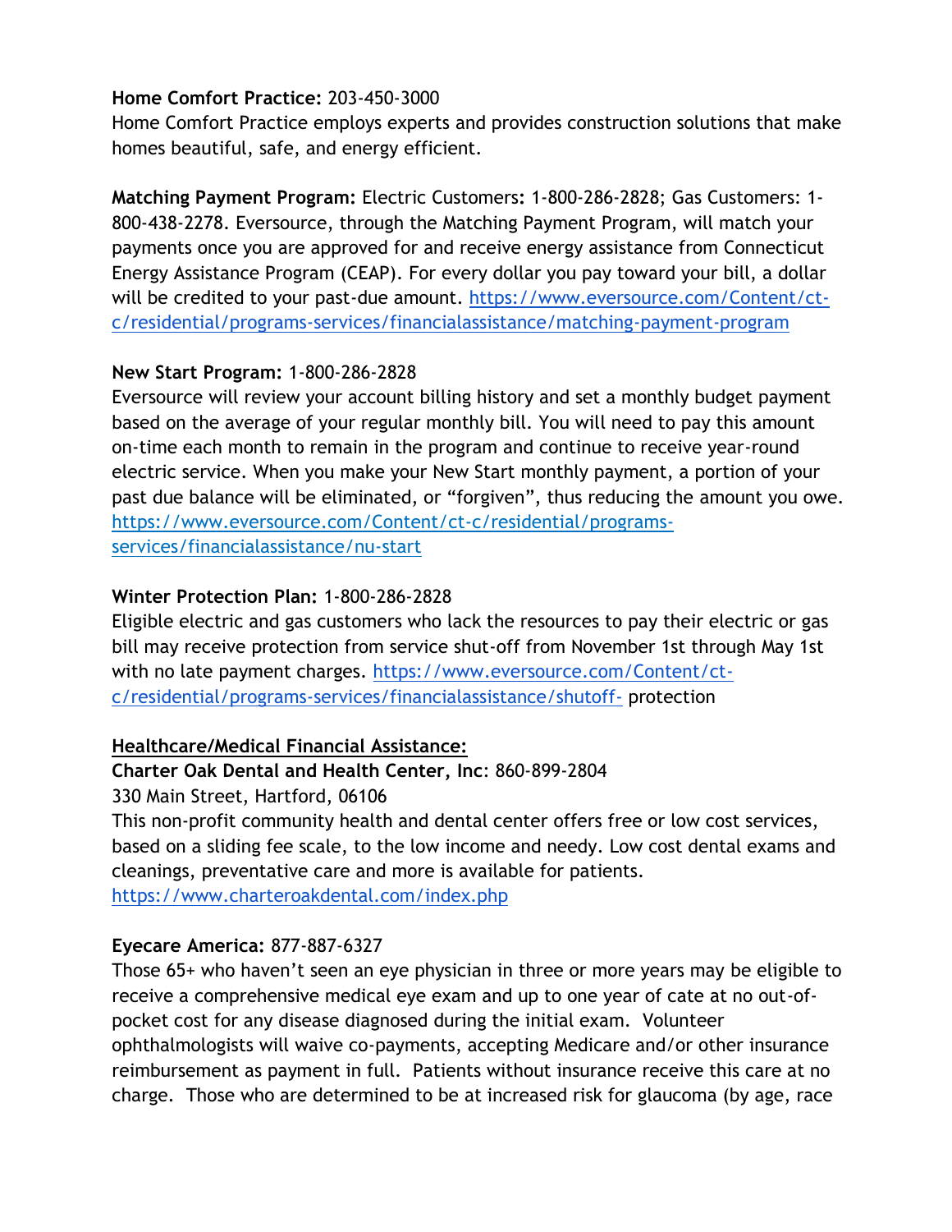**Home Comfort Practice:** 203-450-3000
Home Comfort Practice employs experts and provides construction solutions that make homes beautiful, safe, and energy efficient.

**Matching Payment Program:** Electric Customers**:** 1-800-286-2828; Gas Customers: 1-800-438-2278. Eversource, through the Matching Payment Program, will match your payments once you are approved for and receive energy assistance from Connecticut Energy Assistance Program (CEAP). For every dollar you pay toward your bill, a dollar will be credited to your past-due amount. [https://www.eversource.com/Content/ct-c/residential/programs-services/financialassistance/matching-payment-program](https://www.eversource.com/Content/ct-c/residential/programs-services/financialassistance/matching-payment-program)

**New Start Program:** 1-800-286-2828
Eversource will review your account billing history and set a monthly budget payment based on the average of your regular monthly bill. You will need to pay this amount on-time each month to remain in the program and continue to receive year-round electric service. When you make your New Start monthly payment, a portion of your past due balance will be eliminated, or "forgiven", thus reducing the amount you owe. [https://www.eversource.com/Content/ct-c/residential/programs-services/financialassistance/nu-start](https://www.eversource.com/Content/ct-c/residential/programs-services/financialassistance/nu-start)

**Winter Protection Plan:** 1-800-286-2828
Eligible electric and gas customers who lack the resources to pay their electric or gas bill may receive protection from service shut-off from November 1st through May 1st with no late payment charges. [https://www.eversource.com/Content/ct-c/residential/programs-services/financialassistance/shutoff-](https://www.eversource.com/Content/ct-c/residential/programs-services/financialassistance/shutoff-) protection

**Healthcare/Medical Financial Assistance:**

**Charter Oak Dental and Health Center, Inc**: 860-899-2804
330 Main Street, Hartford, 06106
This non-profit community health and dental center offers free or low cost services, based on a sliding fee scale, to the low income and needy. Low cost dental exams and cleanings, preventative care and more is available for patients.
[https://www.charteroakdental.com/index.php](https://www.charteroakdental.com/index.php)

**Eyecare America:** 877-887-6327
Those 65+ who haven't seen an eye physician in three or more years may be eligible to receive a comprehensive medical eye exam and up to one year of cate at no out-of-pocket cost for any disease diagnosed during the initial exam. Volunteer ophthalmologists will waive co-payments, accepting Medicare and/or other insurance reimbursement as payment in full. Patients without insurance receive this care at no charge. Those who are determined to be at increased risk for glaucoma (by age, race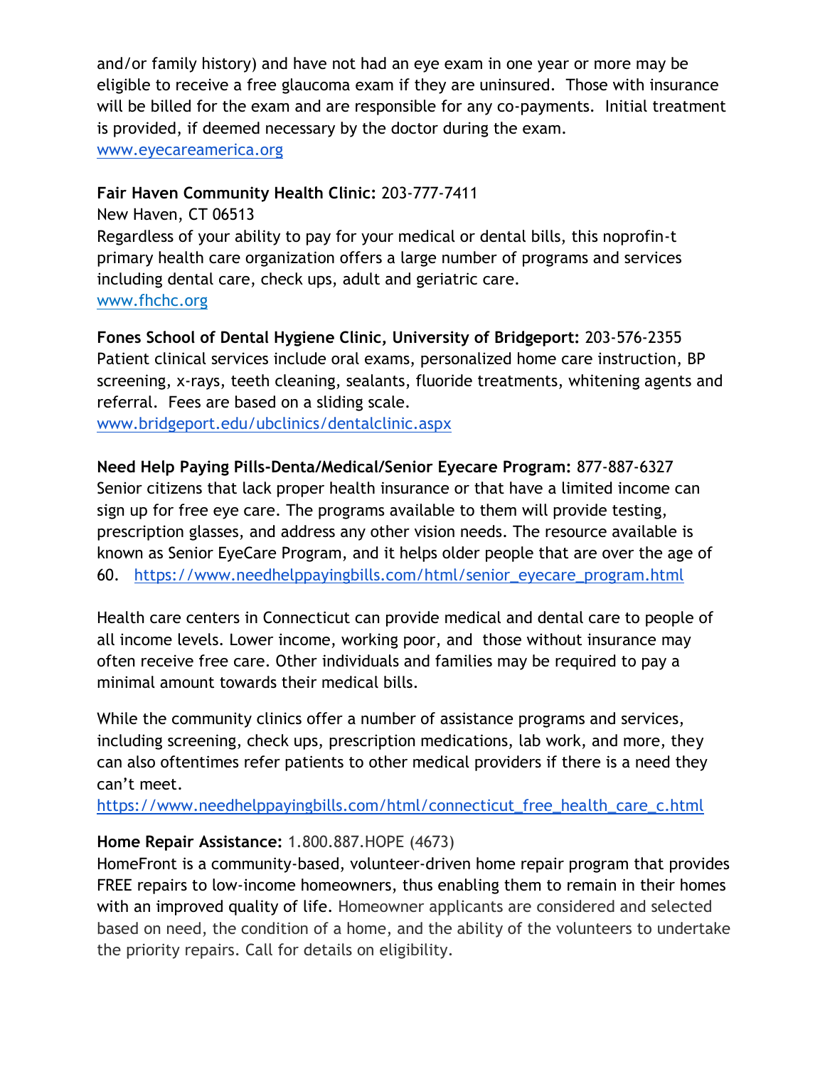and/or family history) and have not had an eye exam in one year or more may be eligible to receive a free glaucoma exam if they are uninsured. Those with insurance will be billed for the exam and are responsible for any co-payments. Initial treatment is provided, if deemed necessary by the doctor during the exam.
www.eyecareamerica.org

**Fair Haven Community Health Clinic:** 203-777-7411
New Haven, CT 06513
Regardless of your ability to pay for your medical or dental bills, this noprofin-t primary health care organization offers a large number of programs and services including dental care, check ups, adult and geriatric care.
www.fhchc.org

**Fones School of Dental Hygiene Clinic, University of Bridgeport:** 203-576-2355
Patient clinical services include oral exams, personalized home care instruction, BP screening, x-rays, teeth cleaning, sealants, fluoride treatments, whitening agents and referral. Fees are based on a sliding scale.
www.bridgeport.edu/ubclinics/dentalclinic.aspx

**Need Help Paying Pills-Denta/Medical/Senior Eyecare Program:** 877-887-6327
Senior citizens that lack proper health insurance or that have a limited income can sign up for free eye care. The programs available to them will provide testing, prescription glasses, and address any other vision needs. The resource available is known as Senior EyeCare Program, and it helps older people that are over the age of 60. https://www.needhelppayingbills.com/html/senior_eyecare_program.html

Health care centers in Connecticut can provide medical and dental care to people of all income levels. Lower income, working poor, and those without insurance may often receive free care. Other individuals and families may be required to pay a minimal amount towards their medical bills.

While the community clinics offer a number of assistance programs and services, including screening, check ups, prescription medications, lab work, and more, they can also oftentimes refer patients to other medical providers if there is a need they can't meet.
https://www.needhelppayingbills.com/html/connecticut_free_health_care_c.html

**Home Repair Assistance:** 1.800.887.HOPE (4673)
HomeFront is a community-based, volunteer-driven home repair program that provides FREE repairs to low-income homeowners, thus enabling them to remain in their homes with an improved quality of life. Homeowner applicants are considered and selected based on need, the condition of a home, and the ability of the volunteers to undertake the priority repairs. Call for details on eligibility.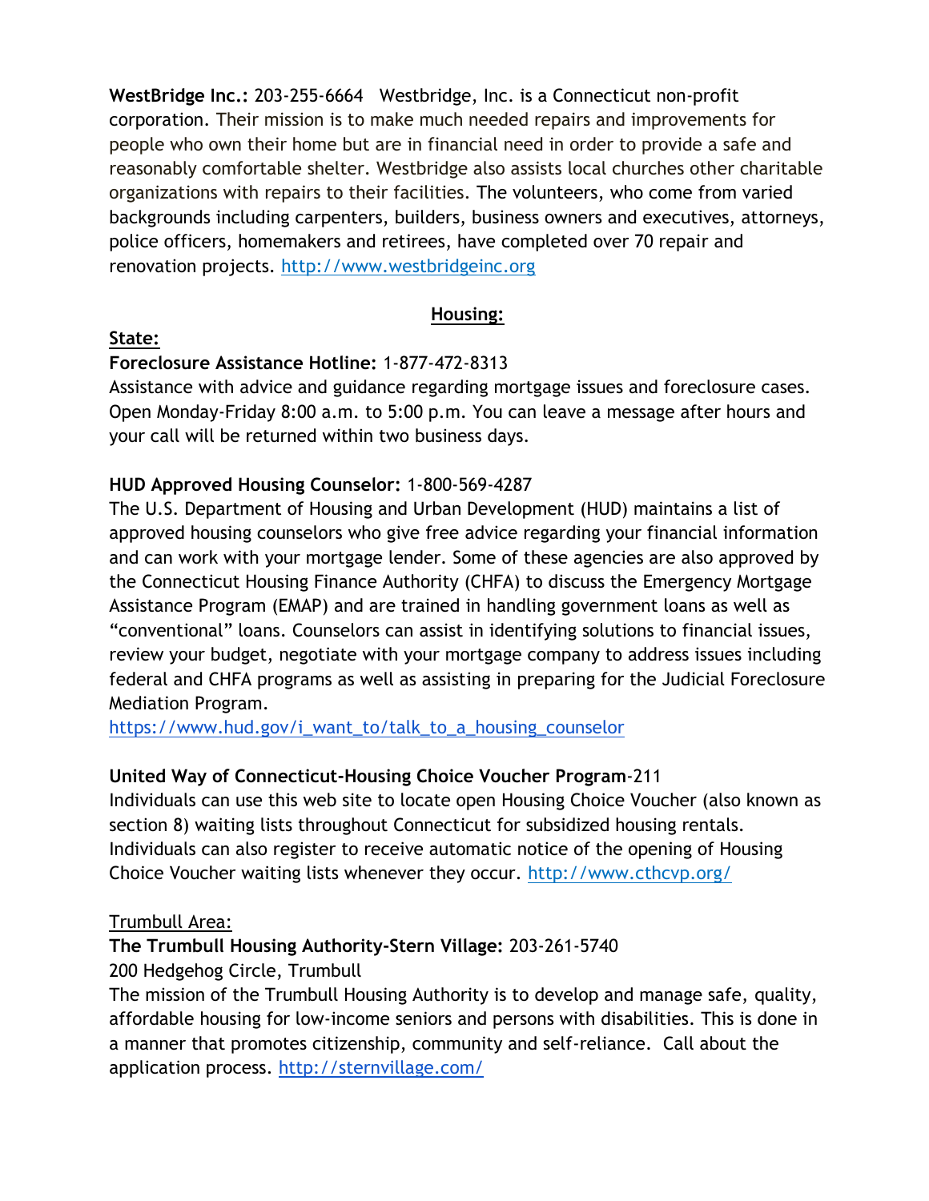**WestBridge Inc.:** 203-255-6664 Westbridge, Inc. is a Connecticut non-profit corporation. Their mission is to make much needed repairs and improvements for people who own their home but are in financial need in order to provide a safe and reasonably comfortable shelter. Westbridge also assists local churches other charitable organizations with repairs to their facilities. The volunteers, who come from varied backgrounds including carpenters, builders, business owners and executives, attorneys, police officers, homemakers and retirees, have completed over 70 repair and renovation projects. http://www.westbridgeinc.org

## Housing:

### State:

**Foreclosure Assistance Hotline:** 1-877-472-8313
Assistance with advice and guidance regarding mortgage issues and foreclosure cases. Open Monday-Friday 8:00 a.m. to 5:00 p.m. You can leave a message after hours and your call will be returned within two business days.

**HUD Approved Housing Counselor:** 1-800-569-4287
The U.S. Department of Housing and Urban Development (HUD) maintains a list of approved housing counselors who give free advice regarding your financial information and can work with your mortgage lender. Some of these agencies are also approved by the Connecticut Housing Finance Authority (CHFA) to discuss the Emergency Mortgage Assistance Program (EMAP) and are trained in handling government loans as well as "conventional" loans. Counselors can assist in identifying solutions to financial issues, review your budget, negotiate with your mortgage company to address issues including federal and CHFA programs as well as assisting in preparing for the Judicial Foreclosure Mediation Program.
https://www.hud.gov/i_want_to/talk_to_a_housing_counselor

**United Way of Connecticut-Housing Choice Voucher Program**-211
Individuals can use this web site to locate open Housing Choice Voucher (also known as section 8) waiting lists throughout Connecticut for subsidized housing rentals. Individuals can also register to receive automatic notice of the opening of Housing Choice Voucher waiting lists whenever they occur. http://www.cthcvp.org/

### Trumbull Area:

**The Trumbull Housing Authority-Stern Village:** 203-261-5740
200 Hedgehog Circle, Trumbull
The mission of the Trumbull Housing Authority is to develop and manage safe, quality, affordable housing for low-income seniors and persons with disabilities. This is done in a manner that promotes citizenship, community and self-reliance. Call about the application process. http://sternvillage.com/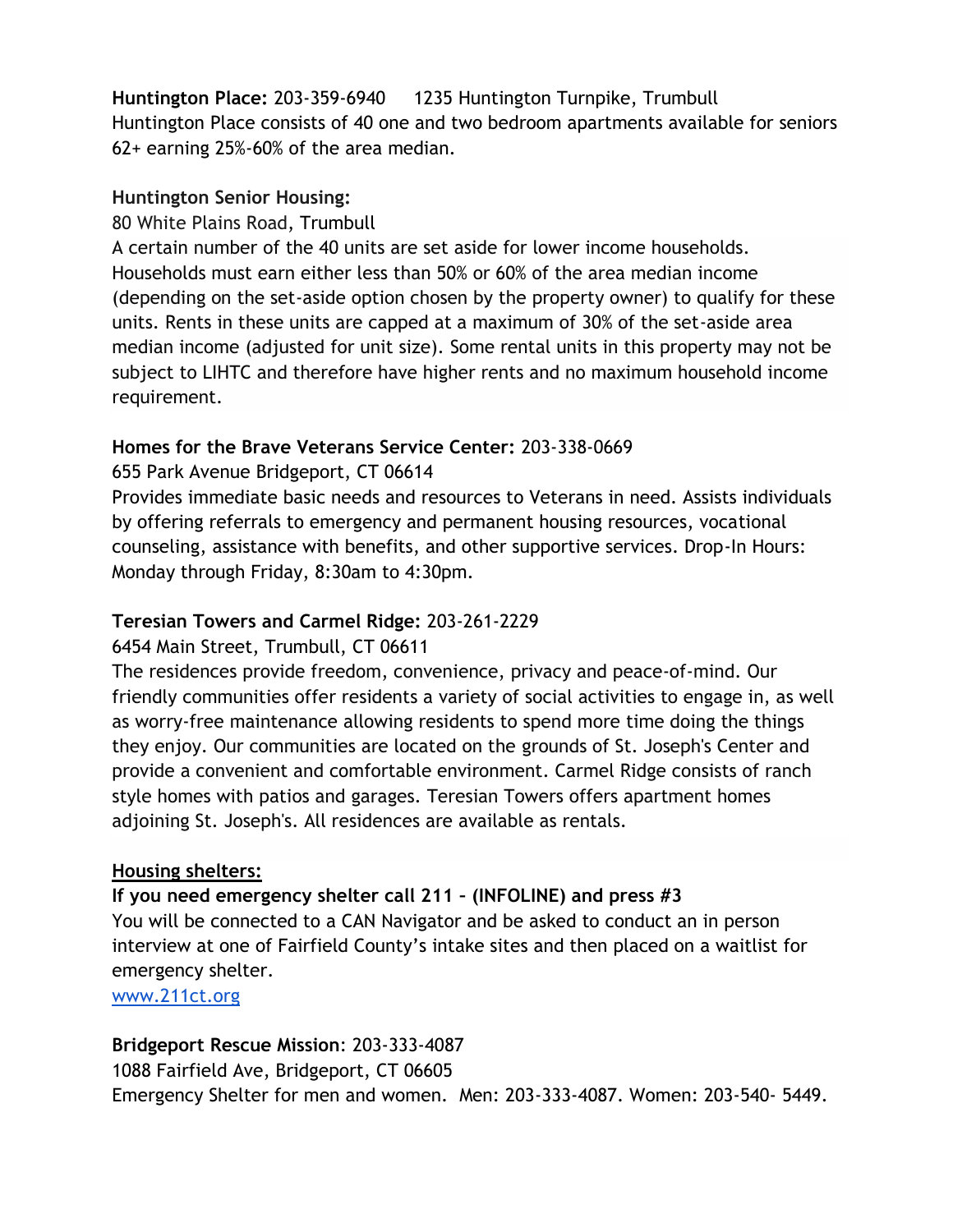**Huntington Place:** 203-359-6940 1235 Huntington Turnpike, Trumbull
Huntington Place consists of 40 one and two bedroom apartments available for seniors 62+ earning 25%-60% of the area median.

**Huntington Senior Housing:**
80 White Plains Road, Trumbull
A certain number of the 40 units are set aside for lower income households. Households must earn either less than 50% or 60% of the area median income (depending on the set-aside option chosen by the property owner) to qualify for these units. Rents in these units are capped at a maximum of 30% of the set-aside area median income (adjusted for unit size). Some rental units in this property may not be subject to LIHTC and therefore have higher rents and no maximum household income requirement.

**Homes for the Brave Veterans Service Center:** 203-338-0669
655 Park Avenue Bridgeport, CT 06614
Provides immediate basic needs and resources to Veterans in need. Assists individuals by offering referrals to emergency and permanent housing resources, vocational counseling, assistance with benefits, and other supportive services. Drop-In Hours: Monday through Friday, 8:30am to 4:30pm.

**Teresian Towers and Carmel Ridge:** 203-261-2229
6454 Main Street, Trumbull, CT 06611
The residences provide freedom, convenience, privacy and peace-of-mind. Our friendly communities offer residents a variety of social activities to engage in, as well as worry-free maintenance allowing residents to spend more time doing the things they enjoy. Our communities are located on the grounds of St. Joseph's Center and provide a convenient and comfortable environment. Carmel Ridge consists of ranch style homes with patios and garages. Teresian Towers offers apartment homes adjoining St. Joseph's. All residences are available as rentals.

**<u>Housing shelters:</u>**

**If you need emergency shelter call 211 – (INFOLINE) and press #3**
You will be connected to a CAN Navigator and be asked to conduct an in person interview at one of Fairfield County's intake sites and then placed on a waitlist for emergency shelter.
[www.211ct.org](http://www.211ct.org)

**Bridgeport Rescue Mission**: 203-333-4087
1088 Fairfield Ave, Bridgeport, CT 06605
Emergency Shelter for men and women. Men: 203-333-4087. Women: 203-540- 5449.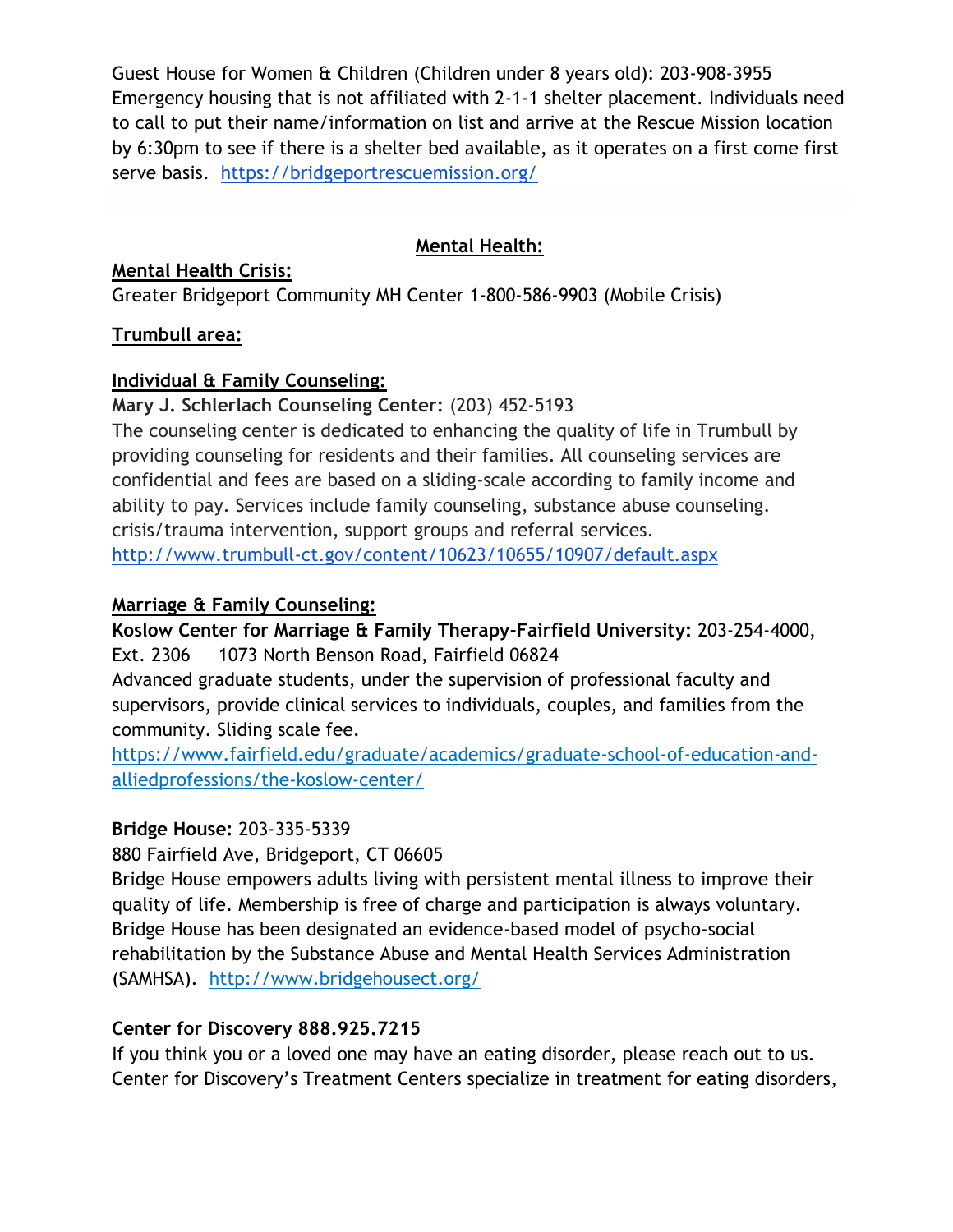Guest House for Women & Children (Children under 8 years old): 203-908-3955
Emergency housing that is not affiliated with 2-1-1 shelter placement. Individuals need to call to put their name/information on list and arrive at the Rescue Mission location by 6:30pm to see if there is a shelter bed available, as it operates on a first come first serve basis. https://bridgeportrescuemission.org/

## Mental Health:

**Mental Health Crisis:**
Greater Bridgeport Community MH Center 1-800-586-9903 (Mobile Crisis)

**Trumbull area:**

**Individual & Family Counseling:**
**Mary J. Schlerlach Counseling Center:** (203) 452-5193
The counseling center is dedicated to enhancing the quality of life in Trumbull by providing counseling for residents and their families. All counseling services are confidential and fees are based on a sliding-scale according to family income and ability to pay. Services include family counseling, substance abuse counseling. crisis/trauma intervention, support groups and referral services.
http://www.trumbull-ct.gov/content/10623/10655/10907/default.aspx

**Marriage & Family Counseling:**
**Koslow Center for Marriage & Family Therapy-Fairfield University:** 203-254-4000, Ext. 2306 1073 North Benson Road, Fairfield 06824
Advanced graduate students, under the supervision of professional faculty and supervisors, provide clinical services to individuals, couples, and families from the community. Sliding scale fee.
https://www.fairfield.edu/graduate/academics/graduate-school-of-education-and-alliedprofessions/the-koslow-center/

**Bridge House:** 203-335-5339
880 Fairfield Ave, Bridgeport, CT 06605
Bridge House empowers adults living with persistent mental illness to improve their quality of life. Membership is free of charge and participation is always voluntary. Bridge House has been designated an evidence-based model of psycho-social rehabilitation by the Substance Abuse and Mental Health Services Administration (SAMHSA). http://www.bridgehousect.org/

**Center for Discovery 888.925.7215**
If you think you or a loved one may have an eating disorder, please reach out to us. Center for Discovery's Treatment Centers specialize in treatment for eating disorders,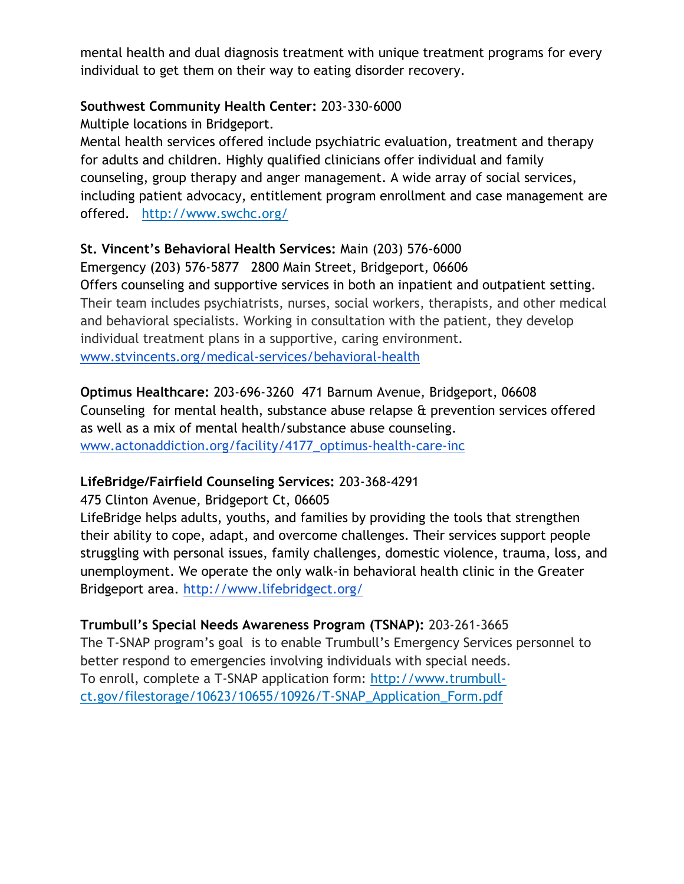mental health and dual diagnosis treatment with unique treatment programs for every individual to get them on their way to eating disorder recovery.

**Southwest Community Health Center:** 203-330-6000
Multiple locations in Bridgeport.
Mental health services offered include psychiatric evaluation, treatment and therapy for adults and children. Highly qualified clinicians offer individual and family counseling, group therapy and anger management. A wide array of social services, including patient advocacy, entitlement program enrollment and case management are offered. http://www.swchc.org/

**St. Vincent's Behavioral Health Services:** Main (203) 576-6000
Emergency (203) 576-5877 2800 Main Street, Bridgeport, 06606
Offers counseling and supportive services in both an inpatient and outpatient setting. Their team includes psychiatrists, nurses, social workers, therapists, and other medical and behavioral specialists. Working in consultation with the patient, they develop individual treatment plans in a supportive, caring environment.
www.stvincents.org/medical-services/behavioral-health

**Optimus Healthcare:** 203-696-3260 471 Barnum Avenue, Bridgeport, 06608
Counseling for mental health, substance abuse relapse & prevention services offered as well as a mix of mental health/substance abuse counseling.
www.actonaddiction.org/facility/4177_optimus-health-care-inc

**LifeBridge/Fairfield Counseling Services:** 203-368-4291
475 Clinton Avenue, Bridgeport Ct, 06605
LifeBridge helps adults, youths, and families by providing the tools that strengthen their ability to cope, adapt, and overcome challenges. Their services support people struggling with personal issues, family challenges, domestic violence, trauma, loss, and unemployment. We operate the only walk-in behavioral health clinic in the Greater Bridgeport area. http://www.lifebridgect.org/

**Trumbull's Special Needs Awareness Program (TSNAP):** 203-261-3665
The T-SNAP program's goal is to enable Trumbull's Emergency Services personnel to better respond to emergencies involving individuals with special needs.
To enroll, complete a T-SNAP application form: http://www.trumbull-ct.gov/filestorage/10623/10655/10926/T-SNAP_Application_Form.pdf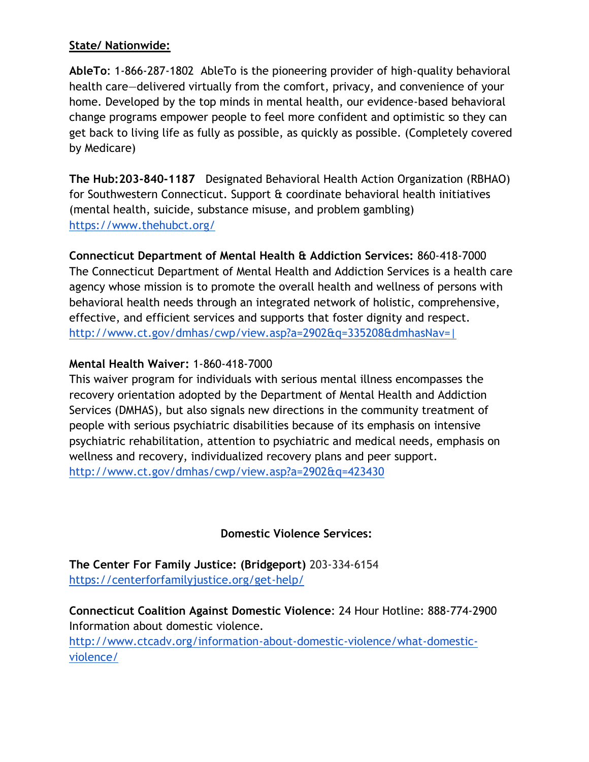**State/ Nationwide:**

**AbleTo**: 1-866-287-1802  AbleTo is the pioneering provider of high-quality behavioral health care—delivered virtually from the comfort, privacy, and convenience of your home. Developed by the top minds in mental health, our evidence-based behavioral change programs empower people to feel more confident and optimistic so they can get back to living life as fully as possible, as quickly as possible. (Completely covered by Medicare)

**The Hub:203-840-1187**   Designated Behavioral Health Action Organization (RBHAO) for Southwestern Connecticut. Support & coordinate behavioral health initiatives (mental health, suicide, substance misuse, and problem gambling) https://www.thehubct.org/

**Connecticut Department of Mental Health & Addiction Services:** 860-418-7000 The Connecticut Department of Mental Health and Addiction Services is a health care agency whose mission is to promote the overall health and wellness of persons with behavioral health needs through an integrated network of holistic, comprehensive, effective, and efficient services and supports that foster dignity and respect. http://www.ct.gov/dmhas/cwp/view.asp?a=2902&q=335208&dmhasNav=|

**Mental Health Waiver:** 1-860-418-7000
This waiver program for individuals with serious mental illness encompasses the recovery orientation adopted by the Department of Mental Health and Addiction Services (DMHAS), but also signals new directions in the community treatment of people with serious psychiatric disabilities because of its emphasis on intensive psychiatric rehabilitation, attention to psychiatric and medical needs, emphasis on wellness and recovery, individualized recovery plans and peer support. http://www.ct.gov/dmhas/cwp/view.asp?a=2902&q=423430

**Domestic Violence Services:**

**The Center For Family Justice: (Bridgeport)** 203-334-6154
https://centerforfamilyjustice.org/get-help/

**Connecticut Coalition Against Domestic Violence**: 24 Hour Hotline: 888-774-2900
Information about domestic violence.
http://www.ctcadv.org/information-about-domestic-violence/what-domestic-violence/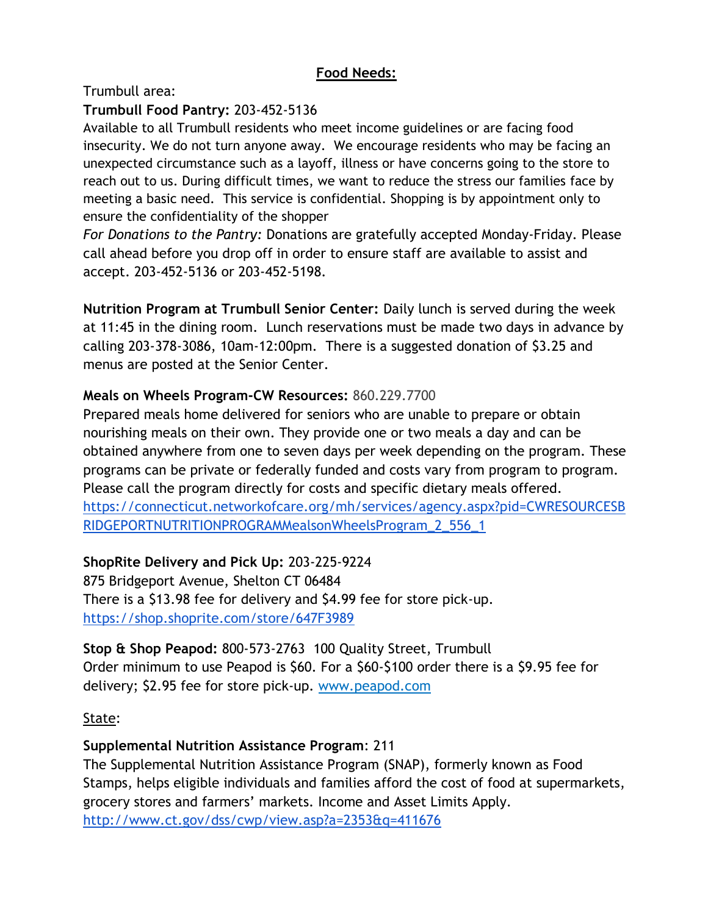## Food Needs:

Trumbull area:

**Trumbull Food Pantry:** 203-452-5136

Available to all Trumbull residents who meet income guidelines or are facing food insecurity. We do not turn anyone away. We encourage residents who may be facing an unexpected circumstance such as a layoff, illness or have concerns going to the store to reach out to us. During difficult times, we want to reduce the stress our families face by meeting a basic need. This service is confidential. Shopping is by appointment only to ensure the confidentiality of the shopper

*For Donations to the Pantry:* Donations are gratefully accepted Monday-Friday. Please call ahead before you drop off in order to ensure staff are available to assist and accept. 203-452-5136 or 203-452-5198.

**Nutrition Program at Trumbull Senior Center:** Daily lunch is served during the week at 11:45 in the dining room. Lunch reservations must be made two days in advance by calling 203-378-3086, 10am-12:00pm. There is a suggested donation of $3.25 and menus are posted at the Senior Center.

**Meals on Wheels Program-CW Resources:** 860.229.7700

Prepared meals home delivered for seniors who are unable to prepare or obtain nourishing meals on their own. They provide one or two meals a day and can be obtained anywhere from one to seven days per week depending on the program. These programs can be private or federally funded and costs vary from program to program. Please call the program directly for costs and specific dietary meals offered.
https://connecticut.networkofcare.org/mh/services/agency.aspx?pid=CWRESOURCESBRIDGEPORTNUTRITIONPROGRAMMealsonWheelsProgram_2_556_1

**ShopRite Delivery and Pick Up:** 203-225-9224
875 Bridgeport Avenue, Shelton CT 06484
There is a $13.98 fee for delivery and $4.99 fee for store pick-up.
https://shop.shoprite.com/store/647F3989

**Stop & Shop Peapod:** 800-573-2763 100 Quality Street, Trumbull
Order minimum to use Peapod is $60. For a $60-$100 order there is a $9.95 fee for delivery; $2.95 fee for store pick-up. www.peapod.com

State:

**Supplemental Nutrition Assistance Program**: 211

The Supplemental Nutrition Assistance Program (SNAP), formerly known as Food Stamps, helps eligible individuals and families afford the cost of food at supermarkets, grocery stores and farmers' markets. Income and Asset Limits Apply.
http://www.ct.gov/dss/cwp/view.asp?a=2353&q=411676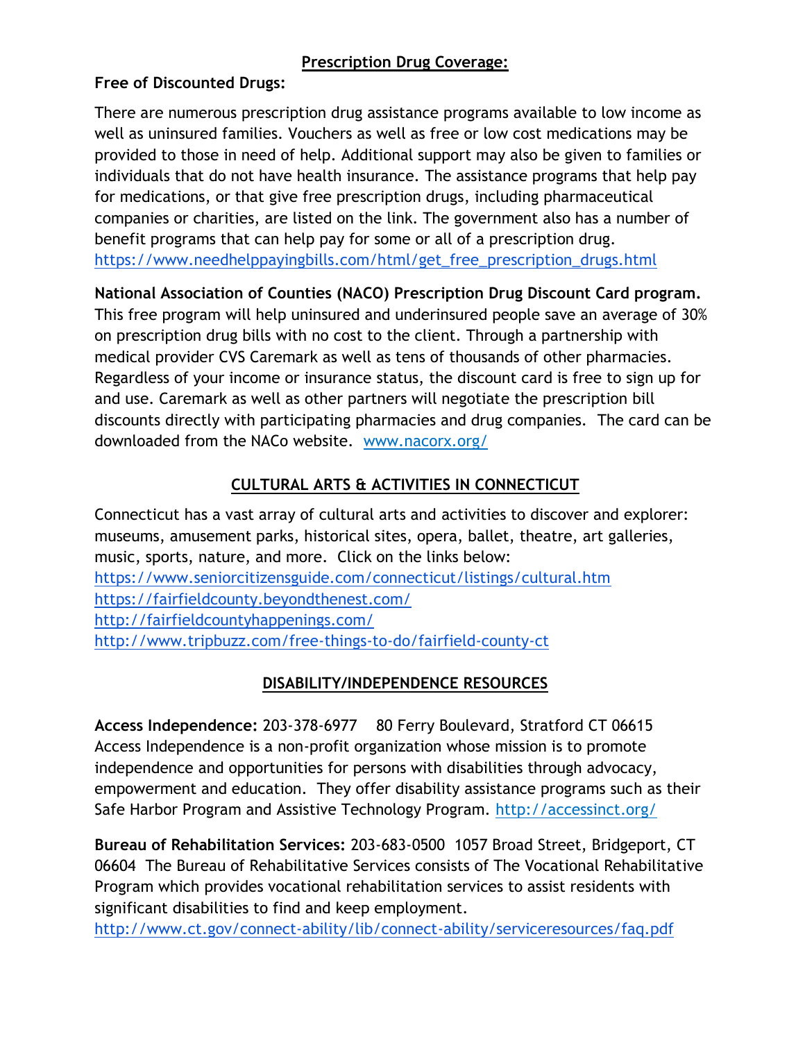## Prescription Drug Coverage:

**Free of Discounted Drugs:**

There are numerous prescription drug assistance programs available to low income as well as uninsured families. Vouchers as well as free or low cost medications may be provided to those in need of help. Additional support may also be given to families or individuals that do not have health insurance. The assistance programs that help pay for medications, or that give free prescription drugs, including pharmaceutical companies or charities, are listed on the link. The government also has a number of benefit programs that can help pay for some or all of a prescription drug. https://www.needhelppayingbills.com/html/get_free_prescription_drugs.html

**National Association of Counties (NACO) Prescription Drug Discount Card program.** This free program will help uninsured and underinsured people save an average of 30% on prescription drug bills with no cost to the client. Through a partnership with medical provider CVS Caremark as well as tens of thousands of other pharmacies. Regardless of your income or insurance status, the discount card is free to sign up for and use. Caremark as well as other partners will negotiate the prescription bill discounts directly with participating pharmacies and drug companies. The card can be downloaded from the NACo website. www.nacorx.org/

## CULTURAL ARTS & ACTIVITIES IN CONNECTICUT

Connecticut has a vast array of cultural arts and activities to discover and explorer: museums, amusement parks, historical sites, opera, ballet, theatre, art galleries, music, sports, nature, and more. Click on the links below:
https://www.seniorcitizensguide.com/connecticut/listings/cultural.htm
https://fairfieldcounty.beyondthenest.com/
http://fairfieldcountyhappenings.com/
http://www.tripbuzz.com/free-things-to-do/fairfield-county-ct

## DISABILITY/INDEPENDENCE RESOURCES

**Access Independence:** 203-378-6977 80 Ferry Boulevard, Stratford CT 06615 Access Independence is a non-profit organization whose mission is to promote independence and opportunities for persons with disabilities through advocacy, empowerment and education. They offer disability assistance programs such as their Safe Harbor Program and Assistive Technology Program. http://accessinct.org/

**Bureau of Rehabilitation Services:** 203-683-0500 1057 Broad Street, Bridgeport, CT 06604 The Bureau of Rehabilitative Services consists of The Vocational Rehabilitative Program which provides vocational rehabilitation services to assist residents with significant disabilities to find and keep employment.
http://www.ct.gov/connect-ability/lib/connect-ability/serviceresources/faq.pdf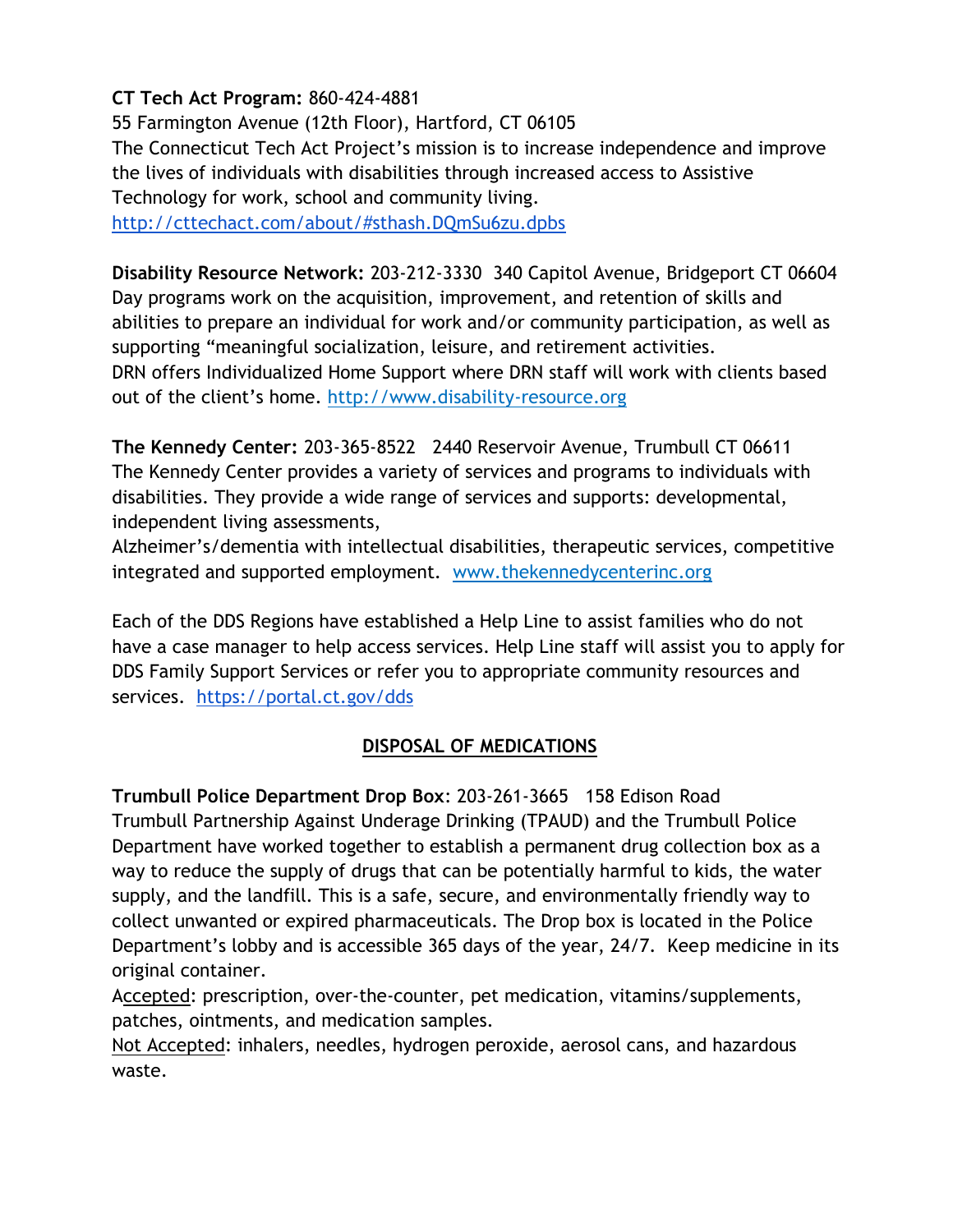**CT Tech Act Program:** 860-424-4881
55 Farmington Avenue (12th Floor), Hartford, CT 06105
The Connecticut Tech Act Project's mission is to increase independence and improve the lives of individuals with disabilities through increased access to Assistive Technology for work, school and community living.
http://cttechact.com/about/#sthash.DQmSu6zu.dpbs

**Disability Resource Network:** 203-212-3330 340 Capitol Avenue, Bridgeport CT 06604
Day programs work on the acquisition, improvement, and retention of skills and abilities to prepare an individual for work and/or community participation, as well as supporting "meaningful socialization, leisure, and retirement activities.
DRN offers Individualized Home Support where DRN staff will work with clients based out of the client's home. http://www.disability-resource.org

**The Kennedy Center:** 203-365-8522 2440 Reservoir Avenue, Trumbull CT 06611
The Kennedy Center provides a variety of services and programs to individuals with disabilities. They provide a wide range of services and supports: developmental, independent living assessments,
Alzheimer's/dementia with intellectual disabilities, therapeutic services, competitive integrated and supported employment. www.thekennedycenterinc.org

Each of the DDS Regions have established a Help Line to assist families who do not have a case manager to help access services. Help Line staff will assist you to apply for DDS Family Support Services or refer you to appropriate community resources and services. https://portal.ct.gov/dds

## DISPOSAL OF MEDICATIONS

**Trumbull Police Department Drop Box**: 203-261-3665 158 Edison Road
Trumbull Partnership Against Underage Drinking (TPAUD) and the Trumbull Police Department have worked together to establish a permanent drug collection box as a way to reduce the supply of drugs that can be potentially harmful to kids, the water supply, and the landfill. This is a safe, secure, and environmentally friendly way to collect unwanted or expired pharmaceuticals. The Drop box is located in the Police Department's lobby and is accessible 365 days of the year, 24/7. Keep medicine in its original container.
Accepted: prescription, over-the-counter, pet medication, vitamins/supplements, patches, ointments, and medication samples.
Not Accepted: inhalers, needles, hydrogen peroxide, aerosol cans, and hazardous waste.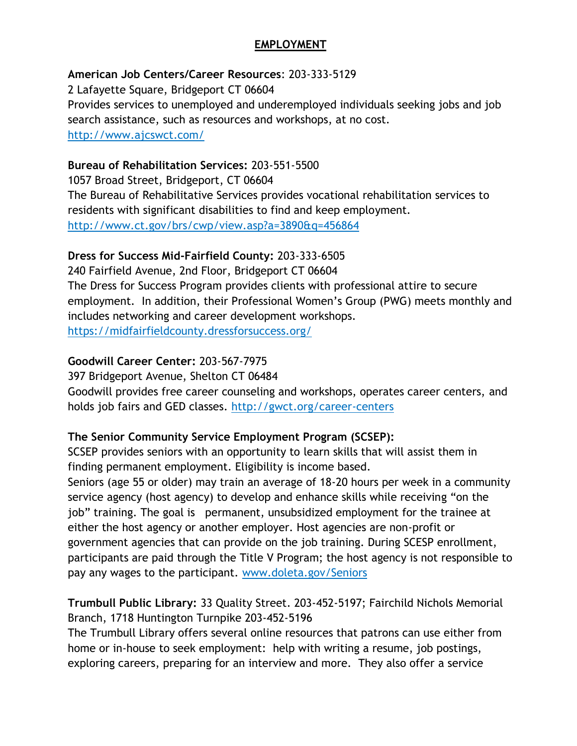# EMPLOYMENT

**American Job Centers/Career Resources**: 203-333-5129
2 Lafayette Square, Bridgeport CT 06604
Provides services to unemployed and underemployed individuals seeking jobs and job search assistance, such as resources and workshops, at no cost.
http://www.ajcswct.com/

**Bureau of Rehabilitation Services:** 203-551-5500
1057 Broad Street, Bridgeport, CT 06604
The Bureau of Rehabilitative Services provides vocational rehabilitation services to residents with significant disabilities to find and keep employment.
http://www.ct.gov/brs/cwp/view.asp?a=3890&q=456864

**Dress for Success Mid-Fairfield County:** 203-333-6505
240 Fairfield Avenue, 2nd Floor, Bridgeport CT 06604
The Dress for Success Program provides clients with professional attire to secure employment. In addition, their Professional Women's Group (PWG) meets monthly and includes networking and career development workshops.
https://midfairfieldcounty.dressforsuccess.org/

**Goodwill Career Center:** 203-567-7975
397 Bridgeport Avenue, Shelton CT 06484
Goodwill provides free career counseling and workshops, operates career centers, and holds job fairs and GED classes. http://gwct.org/career-centers

**The Senior Community Service Employment Program (SCSEP):**
SCSEP provides seniors with an opportunity to learn skills that will assist them in finding permanent employment. Eligibility is income based.
Seniors (age 55 or older) may train an average of 18-20 hours per week in a community service agency (host agency) to develop and enhance skills while receiving "on the job" training. The goal is permanent, unsubsidized employment for the trainee at either the host agency or another employer. Host agencies are non-profit or government agencies that can provide on the job training. During SCESP enrollment, participants are paid through the Title V Program; the host agency is not responsible to pay any wages to the participant. www.doleta.gov/Seniors

**Trumbull Public Library:** 33 Quality Street. 203-452-5197; Fairchild Nichols Memorial Branch, 1718 Huntington Turnpike 203-452-5196
The Trumbull Library offers several online resources that patrons can use either from home or in-house to seek employment: help with writing a resume, job postings, exploring careers, preparing for an interview and more. They also offer a service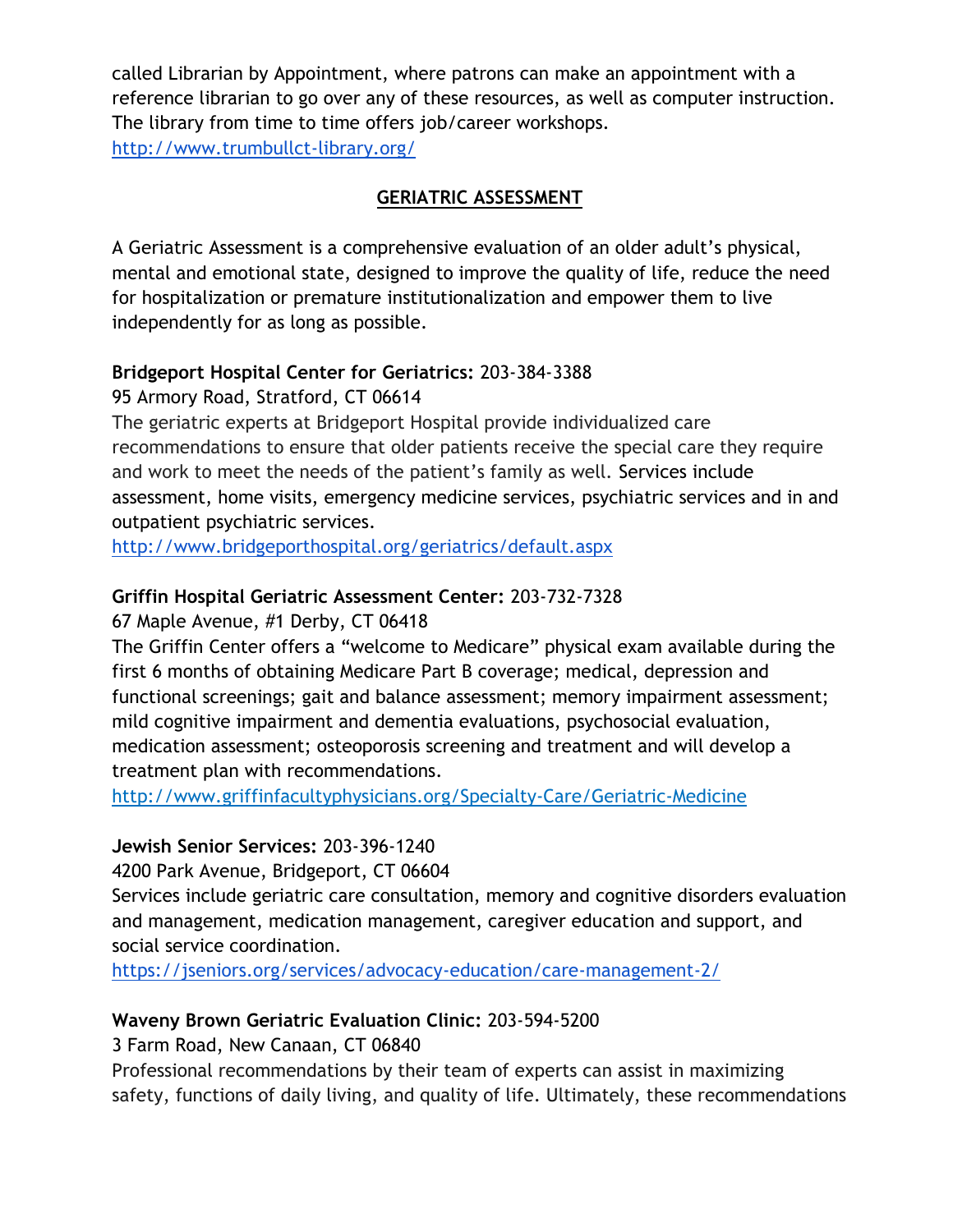called Librarian by Appointment, where patrons can make an appointment with a reference librarian to go over any of these resources, as well as computer instruction. The library from time to time offers job/career workshops.
http://www.trumbullct-library.org/

## GERIATRIC ASSESSMENT

A Geriatric Assessment is a comprehensive evaluation of an older adult's physical, mental and emotional state, designed to improve the quality of life, reduce the need for hospitalization or premature institutionalization and empower them to live independently for as long as possible.

**Bridgeport Hospital Center for Geriatrics:** 203-384-3388
95 Armory Road, Stratford, CT 06614
The geriatric experts at Bridgeport Hospital provide individualized care recommendations to ensure that older patients receive the special care they require and work to meet the needs of the patient's family as well. Services include assessment, home visits, emergency medicine services, psychiatric services and in and outpatient psychiatric services.
http://www.bridgeporthospital.org/geriatrics/default.aspx

**Griffin Hospital Geriatric Assessment Center:** 203-732-7328
67 Maple Avenue, #1 Derby, CT 06418
The Griffin Center offers a "welcome to Medicare" physical exam available during the first 6 months of obtaining Medicare Part B coverage; medical, depression and functional screenings; gait and balance assessment; memory impairment assessment; mild cognitive impairment and dementia evaluations, psychosocial evaluation, medication assessment; osteoporosis screening and treatment and will develop a treatment plan with recommendations.
http://www.griffinfacultyphysicians.org/Specialty-Care/Geriatric-Medicine

**Jewish Senior Services:** 203-396-1240
4200 Park Avenue, Bridgeport, CT 06604
Services include geriatric care consultation, memory and cognitive disorders evaluation and management, medication management, caregiver education and support, and social service coordination.
https://jseniors.org/services/advocacy-education/care-management-2/

**Waveny Brown Geriatric Evaluation Clinic:** 203-594-5200
3 Farm Road, New Canaan, CT 06840
Professional recommendations by their team of experts can assist in maximizing safety, functions of daily living, and quality of life. Ultimately, these recommendations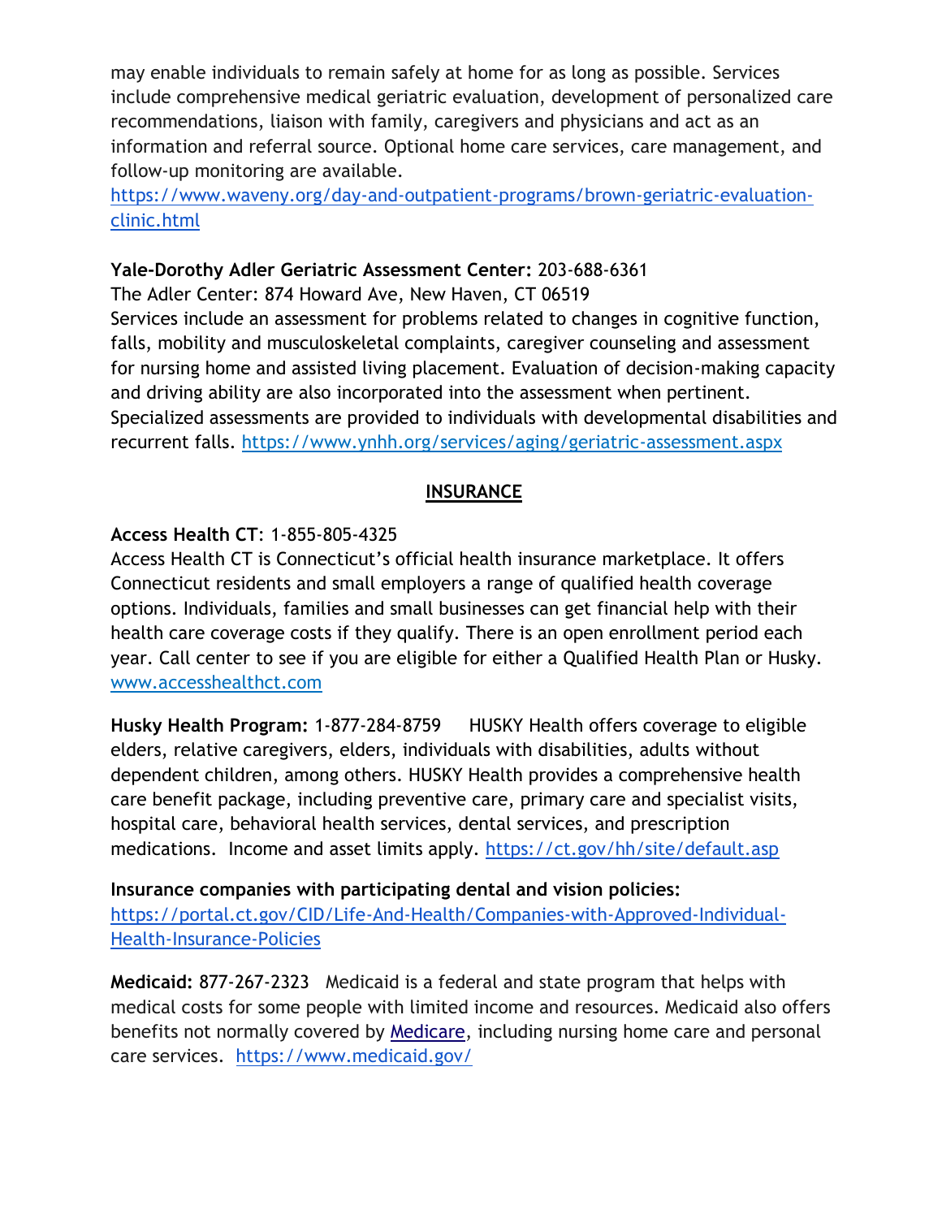may enable individuals to remain safely at home for as long as possible. Services include comprehensive medical geriatric evaluation, development of personalized care recommendations, liaison with family, caregivers and physicians and act as an information and referral source. Optional home care services, care management, and follow-up monitoring are available.
https://www.waveny.org/day-and-outpatient-programs/brown-geriatric-evaluation-clinic.html

**Yale-Dorothy Adler Geriatric Assessment Center:** 203-688-6361
The Adler Center: 874 Howard Ave, New Haven, CT 06519
Services include an assessment for problems related to changes in cognitive function, falls, mobility and musculoskeletal complaints, caregiver counseling and assessment for nursing home and assisted living placement. Evaluation of decision-making capacity and driving ability are also incorporated into the assessment when pertinent. Specialized assessments are provided to individuals with developmental disabilities and recurrent falls. https://www.ynhh.org/services/aging/geriatric-assessment.aspx

## INSURANCE

**Access Health CT**: 1-855-805-4325
Access Health CT is Connecticut's official health insurance marketplace. It offers Connecticut residents and small employers a range of qualified health coverage options. Individuals, families and small businesses can get financial help with their health care coverage costs if they qualify. There is an open enrollment period each year. Call center to see if you are eligible for either a Qualified Health Plan or Husky. www.accesshealthct.com

**Husky Health Program:** 1-877-284-8759 HUSKY Health offers coverage to eligible elders, relative caregivers, elders, individuals with disabilities, adults without dependent children, among others. HUSKY Health provides a comprehensive health care benefit package, including preventive care, primary care and specialist visits, hospital care, behavioral health services, dental services, and prescription medications. Income and asset limits apply. https://ct.gov/hh/site/default.asp

**Insurance companies with participating dental and vision policies:**
https://portal.ct.gov/CID/Life-And-Health/Companies-with-Approved-Individual-Health-Insurance-Policies

**Medicaid:** 877-267-2323 Medicaid is a federal and state program that helps with medical costs for some people with limited income and resources. Medicaid also offers benefits not normally covered by Medicare, including nursing home care and personal care services. https://www.medicaid.gov/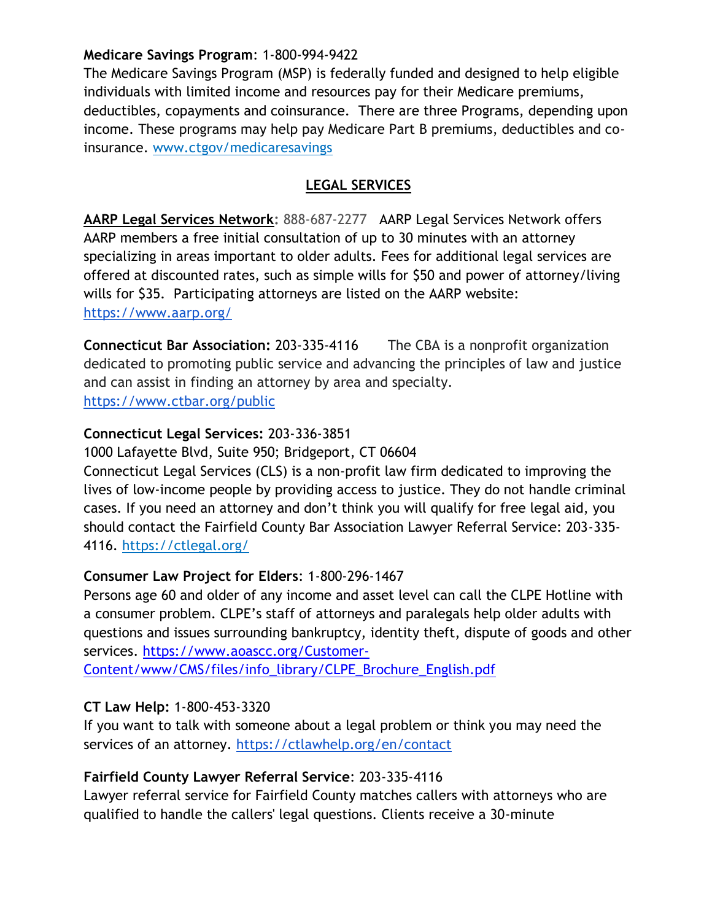**Medicare Savings Program**: 1-800-994-9422
The Medicare Savings Program (MSP) is federally funded and designed to help eligible individuals with limited income and resources pay for their Medicare premiums, deductibles, copayments and coinsurance. There are three Programs, depending upon income. These programs may help pay Medicare Part B premiums, deductibles and co-insurance. www.ctgov/medicaresavings

## LEGAL SERVICES

**AARP Legal Services Network:** 888-687-2277 AARP Legal Services Network offers AARP members a free initial consultation of up to 30 minutes with an attorney specializing in areas important to older adults. Fees for additional legal services are offered at discounted rates, such as simple wills for $50 and power of attorney/living wills for $35. Participating attorneys are listed on the AARP website: https://www.aarp.org/

**Connecticut Bar Association:** 203-335-4116 The CBA is a nonprofit organization dedicated to promoting public service and advancing the principles of law and justice and can assist in finding an attorney by area and specialty. https://www.ctbar.org/public

**Connecticut Legal Services:** 203-336-3851
1000 Lafayette Blvd, Suite 950; Bridgeport, CT 06604
Connecticut Legal Services (CLS) is a non-profit law firm dedicated to improving the lives of low-income people by providing access to justice. They do not handle criminal cases. If you need an attorney and don't think you will qualify for free legal aid, you should contact the Fairfield County Bar Association Lawyer Referral Service: 203-335-4116. https://ctlegal.org/

**Consumer Law Project for Elders**: 1-800-296-1467
Persons age 60 and older of any income and asset level can call the CLPE Hotline with a consumer problem. CLPE's staff of attorneys and paralegals help older adults with questions and issues surrounding bankruptcy, identity theft, dispute of goods and other services. https://www.aoascc.org/Customer-Content/www/CMS/files/info_library/CLPE_Brochure_English.pdf

**CT Law Help:** 1-800-453-3320
If you want to talk with someone about a legal problem or think you may need the services of an attorney. https://ctlawhelp.org/en/contact

**Fairfield County Lawyer Referral Service**: 203-335-4116
Lawyer referral service for Fairfield County matches callers with attorneys who are qualified to handle the callers' legal questions. Clients receive a 30-minute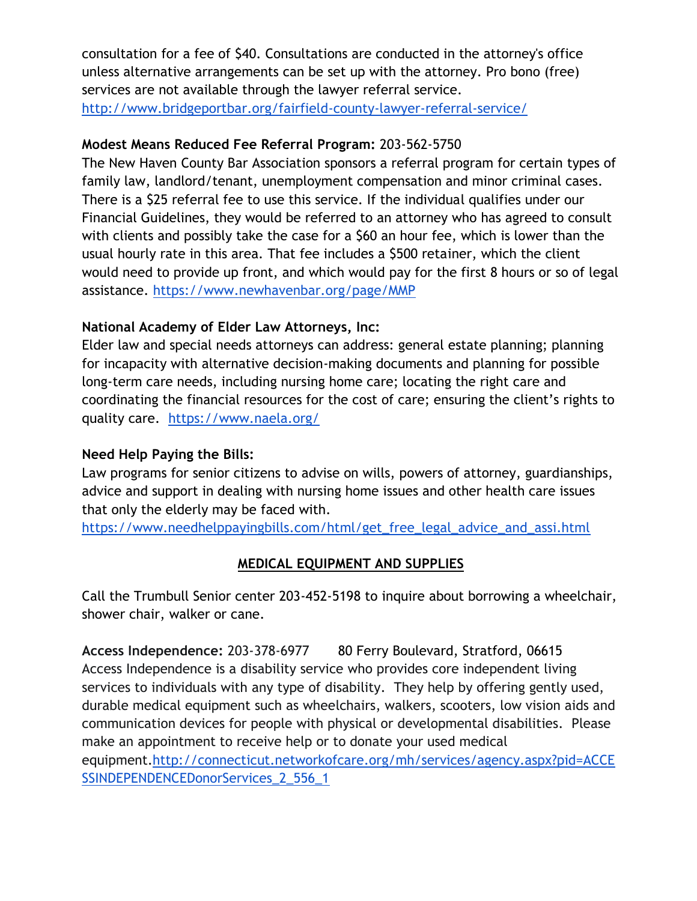consultation for a fee of $40. Consultations are conducted in the attorney's office unless alternative arrangements can be set up with the attorney. Pro bono (free) services are not available through the lawyer referral service. http://www.bridgeportbar.org/fairfield-county-lawyer-referral-service/

**Modest Means Reduced Fee Referral Program:** 203-562-5750
The New Haven County Bar Association sponsors a referral program for certain types of family law, landlord/tenant, unemployment compensation and minor criminal cases. There is a $25 referral fee to use this service. If the individual qualifies under our Financial Guidelines, they would be referred to an attorney who has agreed to consult with clients and possibly take the case for a $60 an hour fee, which is lower than the usual hourly rate in this area. That fee includes a $500 retainer, which the client would need to provide up front, and which would pay for the first 8 hours or so of legal assistance. https://www.newhavenbar.org/page/MMP

**National Academy of Elder Law Attorneys, Inc:**
Elder law and special needs attorneys can address: general estate planning; planning for incapacity with alternative decision-making documents and planning for possible long-term care needs, including nursing home care; locating the right care and coordinating the financial resources for the cost of care; ensuring the client's rights to quality care. https://www.naela.org/

**Need Help Paying the Bills:**
Law programs for senior citizens to advise on wills, powers of attorney, guardianships, advice and support in dealing with nursing home issues and other health care issues that only the elderly may be faced with.
https://www.needhelppayingbills.com/html/get_free_legal_advice_and_assi.html

## MEDICAL EQUIPMENT AND SUPPLIES

Call the Trumbull Senior center 203-452-5198 to inquire about borrowing a wheelchair, shower chair, walker or cane.

**Access Independence:** 203-378-6977 80 Ferry Boulevard, Stratford, 06615
Access Independence is a disability service who provides core independent living services to individuals with any type of disability. They help by offering gently used, durable medical equipment such as wheelchairs, walkers, scooters, low vision aids and communication devices for people with physical or developmental disabilities. Please make an appointment to receive help or to donate your used medical equipment.http://connecticut.networkofcare.org/mh/services/agency.aspx?pid=ACCESSINDEPENDENCEDonorServices_2_556_1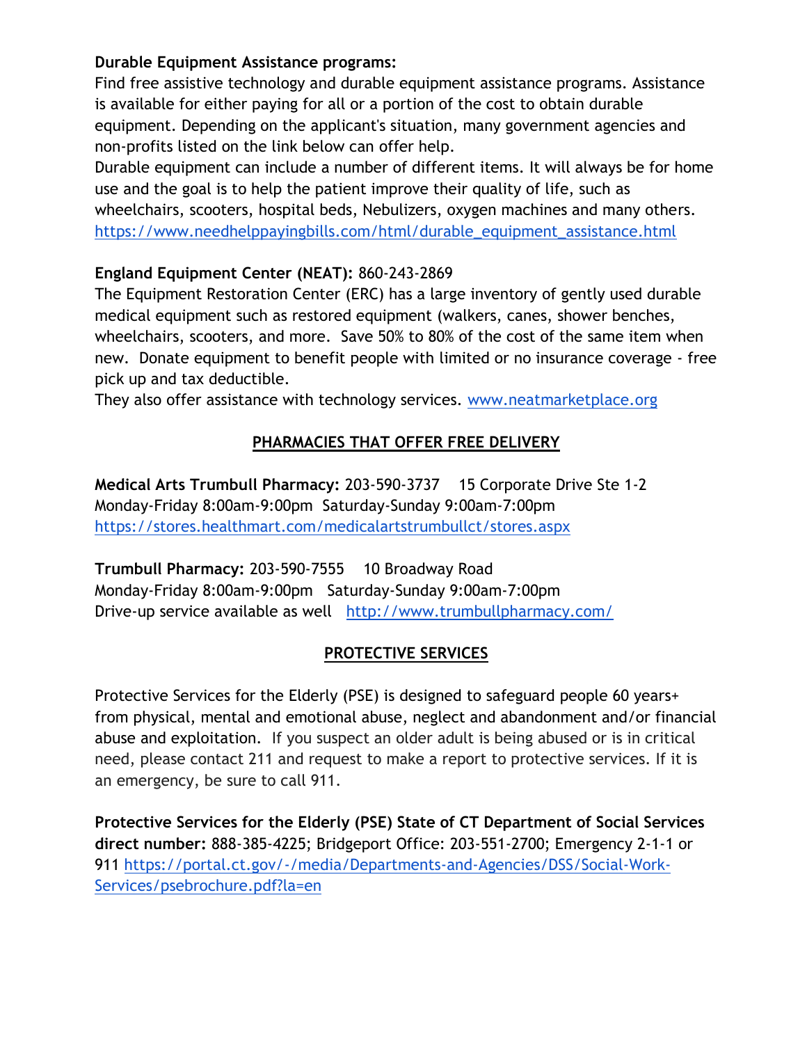**Durable Equipment Assistance programs:**
Find free assistive technology and durable equipment assistance programs. Assistance is available for either paying for all or a portion of the cost to obtain durable equipment. Depending on the applicant's situation, many government agencies and non-profits listed on the link below can offer help.
Durable equipment can include a number of different items. It will always be for home use and the goal is to help the patient improve their quality of life, such as wheelchairs, scooters, hospital beds, Nebulizers, oxygen machines and many others.
https://www.needhelppayingbills.com/html/durable_equipment_assistance.html

**England Equipment Center (NEAT):** 860-243-2869
The Equipment Restoration Center (ERC) has a large inventory of gently used durable medical equipment such as restored equipment (walkers, canes, shower benches, wheelchairs, scooters, and more. Save 50% to 80% of the cost of the same item when new. Donate equipment to benefit people with limited or no insurance coverage - free pick up and tax deductible.
They also offer assistance with technology services. www.neatmarketplace.org

## PHARMACIES THAT OFFER FREE DELIVERY

**Medical Arts Trumbull Pharmacy:** 203-590-3737 15 Corporate Drive Ste 1-2
Monday-Friday 8:00am-9:00pm Saturday-Sunday 9:00am-7:00pm
https://stores.healthmart.com/medicalartstrumbullct/stores.aspx

**Trumbull Pharmacy:** 203-590-7555 10 Broadway Road
Monday-Friday 8:00am-9:00pm Saturday-Sunday 9:00am-7:00pm
Drive-up service available as well http://www.trumbullpharmacy.com/

## PROTECTIVE SERVICES

Protective Services for the Elderly (PSE) is designed to safeguard people 60 years+ from physical, mental and emotional abuse, neglect and abandonment and/or financial abuse and exploitation. If you suspect an older adult is being abused or is in critical need, please contact 211 and request to make a report to protective services. If it is an emergency, be sure to call 911.

**Protective Services for the Elderly (PSE) State of CT Department of Social Services direct number:** 888-385-4225; Bridgeport Office: 203-551-2700; Emergency 2-1-1 or 911 https://portal.ct.gov/-/media/Departments-and-Agencies/DSS/Social-Work-Services/psebrochure.pdf?la=en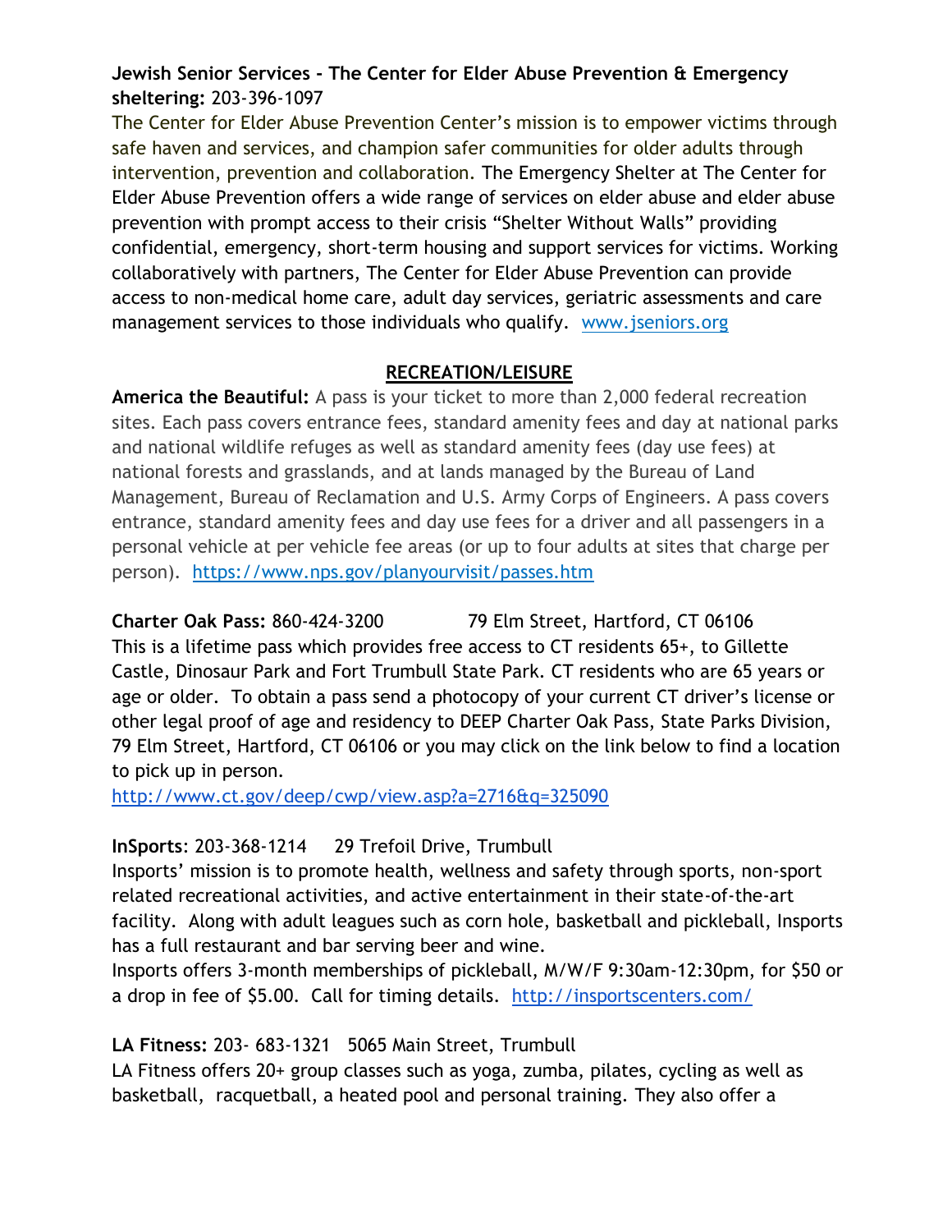**Jewish Senior Services - The Center for Elder Abuse Prevention & Emergency sheltering:** 203-396-1097

The Center for Elder Abuse Prevention Center's mission is to empower victims through safe haven and services, and champion safer communities for older adults through intervention, prevention and collaboration. The Emergency Shelter at The Center for Elder Abuse Prevention offers a wide range of services on elder abuse and elder abuse prevention with prompt access to their crisis "Shelter Without Walls" providing confidential, emergency, short-term housing and support services for victims. Working collaboratively with partners, The Center for Elder Abuse Prevention can provide access to non-medical home care, adult day services, geriatric assessments and care management services to those individuals who qualify. www.jseniors.org

## RECREATION/LEISURE

**America the Beautiful:** A pass is your ticket to more than 2,000 federal recreation sites. Each pass covers entrance fees, standard amenity fees and day at national parks and national wildlife refuges as well as standard amenity fees (day use fees) at national forests and grasslands, and at lands managed by the Bureau of Land Management, Bureau of Reclamation and U.S. Army Corps of Engineers. A pass covers entrance, standard amenity fees and day use fees for a driver and all passengers in a personal vehicle at per vehicle fee areas (or up to four adults at sites that charge per person). https://www.nps.gov/planyourvisit/passes.htm

**Charter Oak Pass:** 860-424-3200 79 Elm Street, Hartford, CT 06106

This is a lifetime pass which provides free access to CT residents 65+, to Gillette Castle, Dinosaur Park and Fort Trumbull State Park. CT residents who are 65 years or age or older. To obtain a pass send a photocopy of your current CT driver's license or other legal proof of age and residency to DEEP Charter Oak Pass, State Parks Division, 79 Elm Street, Hartford, CT 06106 or you may click on the link below to find a location to pick up in person.

http://www.ct.gov/deep/cwp/view.asp?a=2716&q=325090

**InSports**: 203-368-1214 29 Trefoil Drive, Trumbull

Insports' mission is to promote health, wellness and safety through sports, non-sport related recreational activities, and active entertainment in their state-of-the-art facility. Along with adult leagues such as corn hole, basketball and pickleball, Insports has a full restaurant and bar serving beer and wine.

Insports offers 3-month memberships of pickleball, M/W/F 9:30am-12:30pm, for $50 or a drop in fee of $5.00. Call for timing details. http://insportscenters.com/

**LA Fitness:** 203- 683-1321 5065 Main Street, Trumbull

LA Fitness offers 20+ group classes such as yoga, zumba, pilates, cycling as well as basketball, racquetball, a heated pool and personal training. They also offer a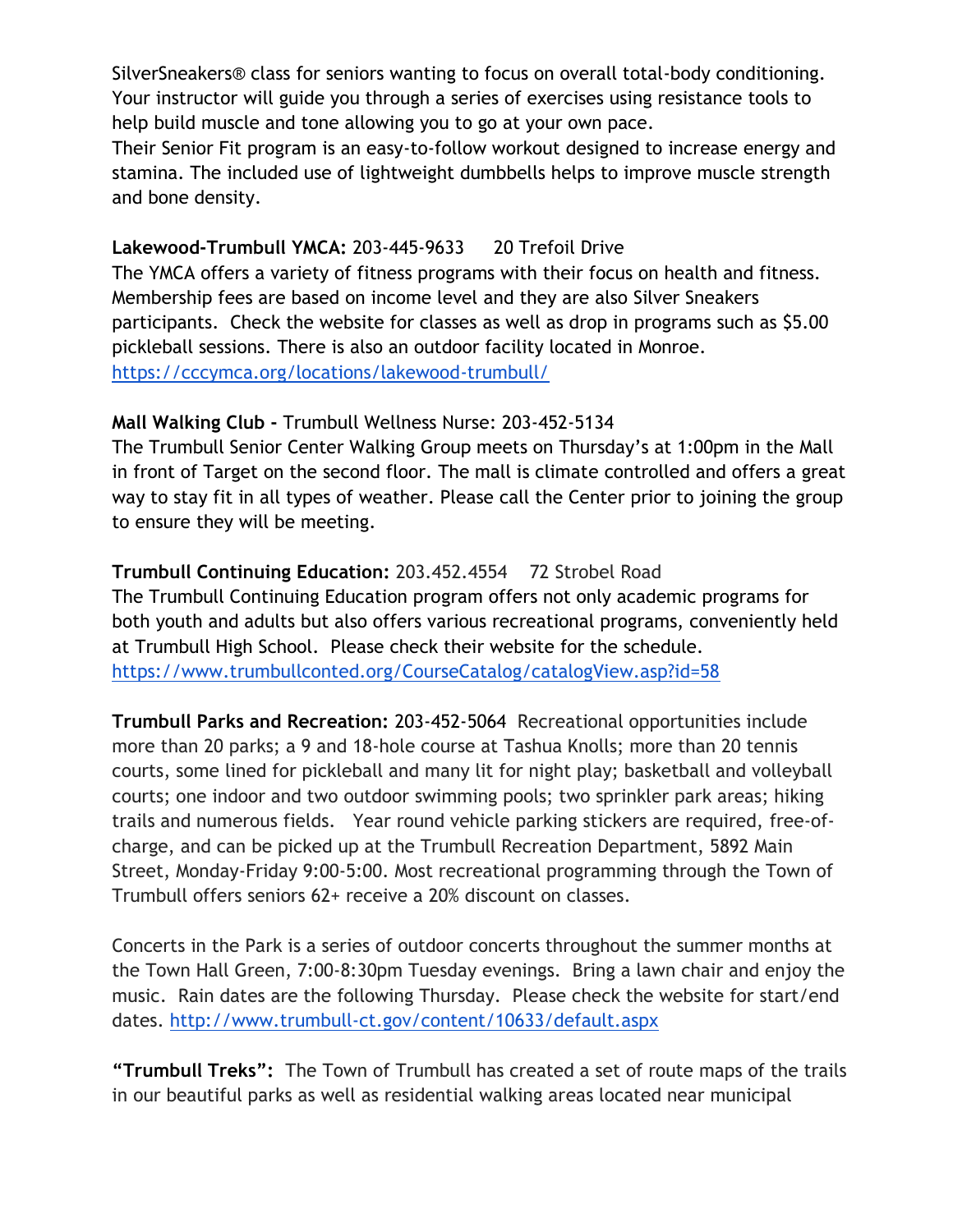SilverSneakers® class for seniors wanting to focus on overall total-body conditioning. Your instructor will guide you through a series of exercises using resistance tools to help build muscle and tone allowing you to go at your own pace.
Their Senior Fit program is an easy-to-follow workout designed to increase energy and stamina. The included use of lightweight dumbbells helps to improve muscle strength and bone density.

**Lakewood-Trumbull YMCA:** 203-445-9633     20 Trefoil Drive
The YMCA offers a variety of fitness programs with their focus on health and fitness. Membership fees are based on income level and they are also Silver Sneakers participants. Check the website for classes as well as drop in programs such as $5.00 pickleball sessions. There is also an outdoor facility located in Monroe.
https://cccymca.org/locations/lakewood-trumbull/

**Mall Walking Club -** Trumbull Wellness Nurse: 203-452-5134
The Trumbull Senior Center Walking Group meets on Thursday's at 1:00pm in the Mall in front of Target on the second floor. The mall is climate controlled and offers a great way to stay fit in all types of weather. Please call the Center prior to joining the group to ensure they will be meeting.

**Trumbull Continuing Education:** 203.452.4554    72 Strobel Road
The Trumbull Continuing Education program offers not only academic programs for both youth and adults but also offers various recreational programs, conveniently held at Trumbull High School. Please check their website for the schedule.
https://www.trumbullconted.org/CourseCatalog/catalogView.asp?id=58

**Trumbull Parks and Recreation:** 203-452-5064 Recreational opportunities include more than 20 parks; a 9 and 18-hole course at Tashua Knolls; more than 20 tennis courts, some lined for pickleball and many lit for night play; basketball and volleyball courts; one indoor and two outdoor swimming pools; two sprinkler park areas; hiking trails and numerous fields. Year round vehicle parking stickers are required, free-of-charge, and can be picked up at the Trumbull Recreation Department, 5892 Main Street, Monday-Friday 9:00-5:00. Most recreational programming through the Town of Trumbull offers seniors 62+ receive a 20% discount on classes.

Concerts in the Park is a series of outdoor concerts throughout the summer months at the Town Hall Green, 7:00-8:30pm Tuesday evenings. Bring a lawn chair and enjoy the music. Rain dates are the following Thursday. Please check the website for start/end dates. http://www.trumbull-ct.gov/content/10633/default.aspx

**"Trumbull Treks":** The Town of Trumbull has created a set of route maps of the trails in our beautiful parks as well as residential walking areas located near municipal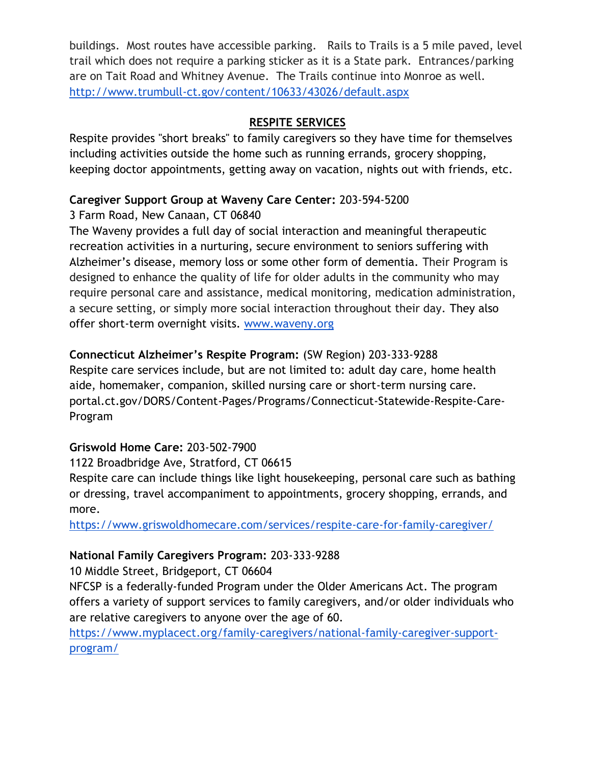buildings. Most routes have accessible parking. Rails to Trails is a 5 mile paved, level trail which does not require a parking sticker as it is a State park. Entrances/parking are on Tait Road and Whitney Avenue. The Trails continue into Monroe as well. http://www.trumbull-ct.gov/content/10633/43026/default.aspx

## RESPITE SERVICES

Respite provides "short breaks" to family caregivers so they have time for themselves including activities outside the home such as running errands, grocery shopping, keeping doctor appointments, getting away on vacation, nights out with friends, etc.

**Caregiver Support Group at Waveny Care Center:** 203-594-5200
3 Farm Road, New Canaan, CT 06840
The Waveny provides a full day of social interaction and meaningful therapeutic recreation activities in a nurturing, secure environment to seniors suffering with Alzheimer's disease, memory loss or some other form of dementia. Their Program is designed to enhance the quality of life for older adults in the community who may require personal care and assistance, medical monitoring, medication administration, a secure setting, or simply more social interaction throughout their day. They also offer short-term overnight visits. www.waveny.org

**Connecticut Alzheimer's Respite Program:** (SW Region) 203-333-9288
Respite care services include, but are not limited to: adult day care, home health aide, homemaker, companion, skilled nursing care or short-term nursing care. portal.ct.gov/DORS/Content-Pages/Programs/Connecticut-Statewide-Respite-Care-Program

**Griswold Home Care:** 203-502-7900
1122 Broadbridge Ave, Stratford, CT 06615
Respite care can include things like light housekeeping, personal care such as bathing or dressing, travel accompaniment to appointments, grocery shopping, errands, and more.
https://www.griswoldhomecare.com/services/respite-care-for-family-caregiver/

**National Family Caregivers Program:** 203-333-9288
10 Middle Street, Bridgeport, CT 06604
NFCSP is a federally-funded Program under the Older Americans Act. The program offers a variety of support services to family caregivers, and/or older individuals who are relative caregivers to anyone over the age of 60.
https://www.myplacect.org/family-caregivers/national-family-caregiver-support-program/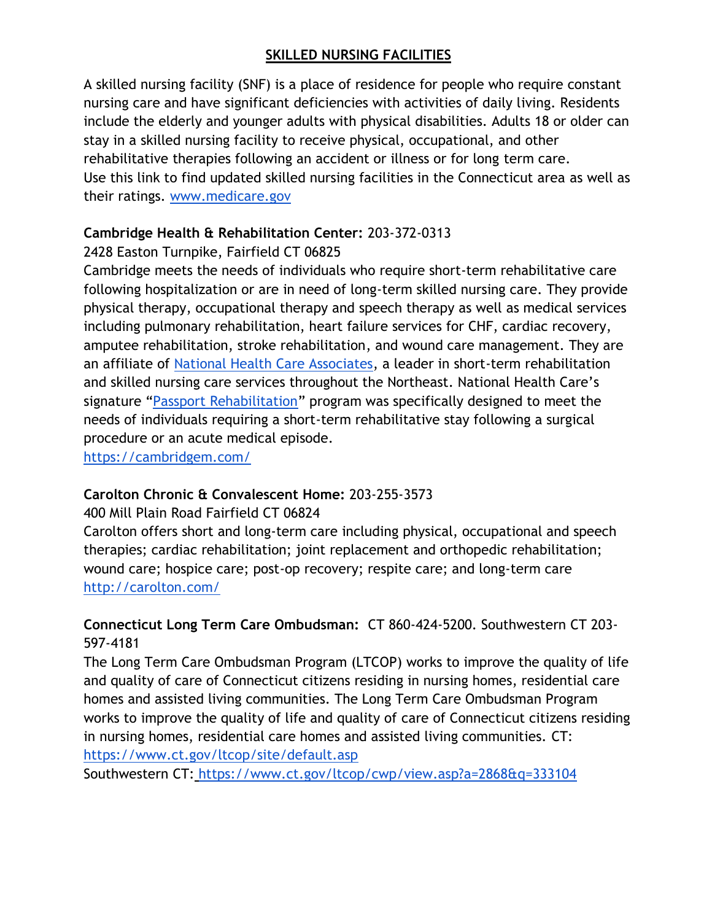## SKILLED NURSING FACILITIES

A skilled nursing facility (SNF) is a place of residence for people who require constant nursing care and have significant deficiencies with activities of daily living. Residents include the elderly and younger adults with physical disabilities. Adults 18 or older can stay in a skilled nursing facility to receive physical, occupational, and other rehabilitative therapies following an accident or illness or for long term care.
Use this link to find updated skilled nursing facilities in the Connecticut area as well as their ratings. www.medicare.gov

**Cambridge Health & Rehabilitation Center:** 203-372-0313
2428 Easton Turnpike, Fairfield CT 06825
Cambridge meets the needs of individuals who require short-term rehabilitative care following hospitalization or are in need of long-term skilled nursing care. They provide physical therapy, occupational therapy and speech therapy as well as medical services including pulmonary rehabilitation, heart failure services for CHF, cardiac recovery, amputee rehabilitation, stroke rehabilitation, and wound care management. They are an affiliate of National Health Care Associates, a leader in short-term rehabilitation and skilled nursing care services throughout the Northeast. National Health Care's signature "Passport Rehabilitation" program was specifically designed to meet the needs of individuals requiring a short-term rehabilitative stay following a surgical procedure or an acute medical episode.
https://cambridgem.com/

**Carolton Chronic & Convalescent Home:** 203-255-3573
400 Mill Plain Road Fairfield CT 06824
Carolton offers short and long-term care including physical, occupational and speech therapies; cardiac rehabilitation; joint replacement and orthopedic rehabilitation; wound care; hospice care; post-op recovery; respite care; and long-term care
http://carolton.com/

**Connecticut Long Term Care Ombudsman:** CT 860-424-5200. Southwestern CT 203-597-4181
The Long Term Care Ombudsman Program (LTCOP) works to improve the quality of life and quality of care of Connecticut citizens residing in nursing homes, residential care homes and assisted living communities. The Long Term Care Ombudsman Program works to improve the quality of life and quality of care of Connecticut citizens residing in nursing homes, residential care homes and assisted living communities. CT: https://www.ct.gov/ltcop/site/default.asp
Southwestern CT: https://www.ct.gov/ltcop/cwp/view.asp?a=2868&q=333104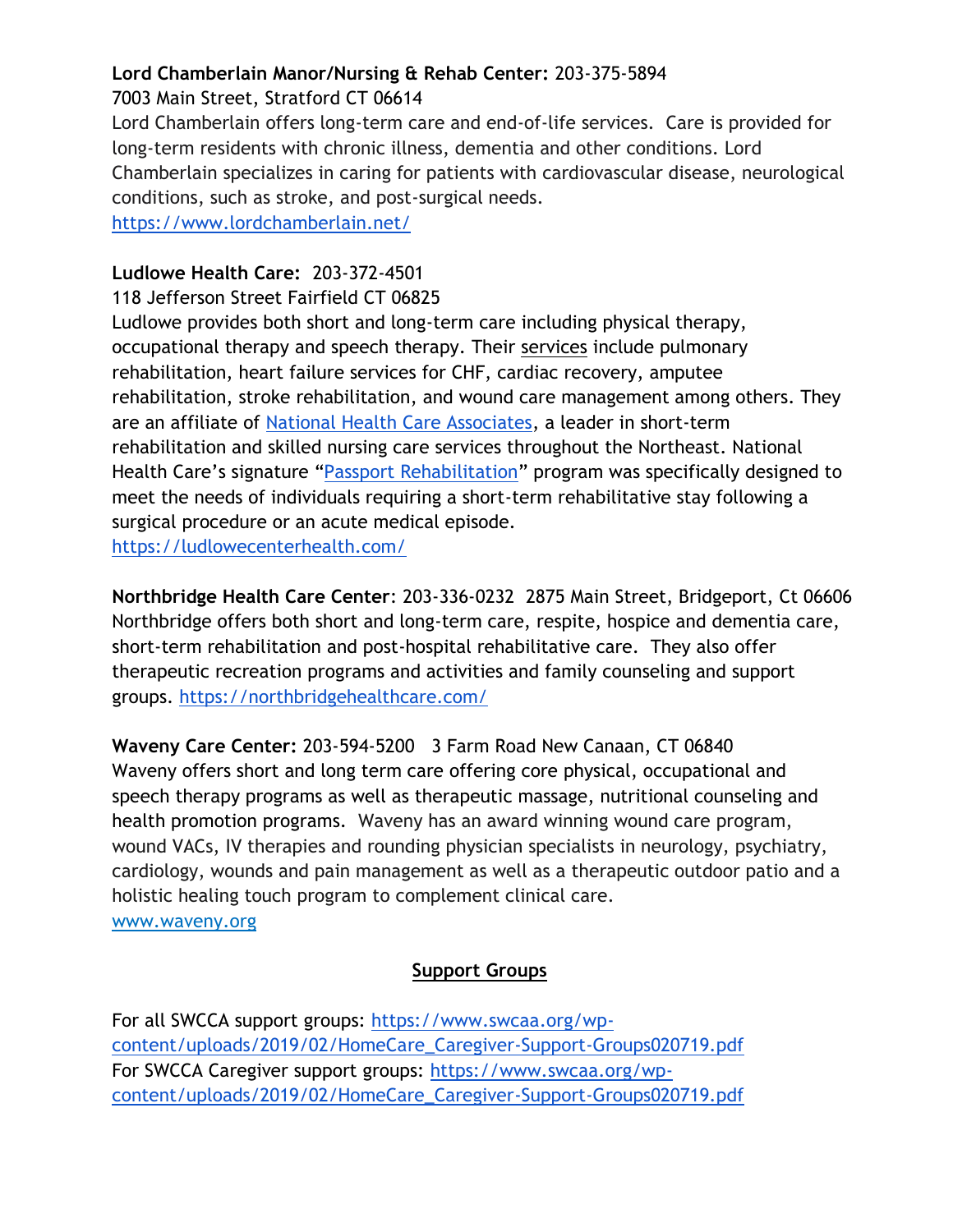**Lord Chamberlain Manor/Nursing & Rehab Center:** 203-375-5894
7003 Main Street, Stratford CT 06614
Lord Chamberlain offers long-term care and end-of-life services. Care is provided for long-term residents with chronic illness, dementia and other conditions. Lord Chamberlain specializes in caring for patients with cardiovascular disease, neurological conditions, such as stroke, and post-surgical needs.
https://www.lordchamberlain.net/

**Ludlowe Health Care:** 203-372-4501
118 Jefferson Street Fairfield CT 06825
Ludlowe provides both short and long-term care including physical therapy, occupational therapy and speech therapy. Their services include pulmonary rehabilitation, heart failure services for CHF, cardiac recovery, amputee rehabilitation, stroke rehabilitation, and wound care management among others. They are an affiliate of National Health Care Associates, a leader in short-term rehabilitation and skilled nursing care services throughout the Northeast. National Health Care's signature "Passport Rehabilitation" program was specifically designed to meet the needs of individuals requiring a short-term rehabilitative stay following a surgical procedure or an acute medical episode.
https://ludlowecenterhealth.com/

**Northbridge Health Care Center**: 203-336-0232 2875 Main Street, Bridgeport, Ct 06606
Northbridge offers both short and long-term care, respite, hospice and dementia care, short-term rehabilitation and post-hospital rehabilitative care. They also offer therapeutic recreation programs and activities and family counseling and support groups. https://northbridgehealthcare.com/

**Waveny Care Center:** 203-594-5200 3 Farm Road New Canaan, CT 06840
Waveny offers short and long term care offering core physical, occupational and speech therapy programs as well as therapeutic massage, nutritional counseling and health promotion programs. Waveny has an award winning wound care program, wound VACs, IV therapies and rounding physician specialists in neurology, psychiatry, cardiology, wounds and pain management as well as a therapeutic outdoor patio and a holistic healing touch program to complement clinical care.
www.waveny.org

## Support Groups

For all SWCCA support groups: https://www.swcaa.org/wp-content/uploads/2019/02/HomeCare_Caregiver-Support-Groups020719.pdf
For SWCCA Caregiver support groups: https://www.swcaa.org/wp-content/uploads/2019/02/HomeCare_Caregiver-Support-Groups020719.pdf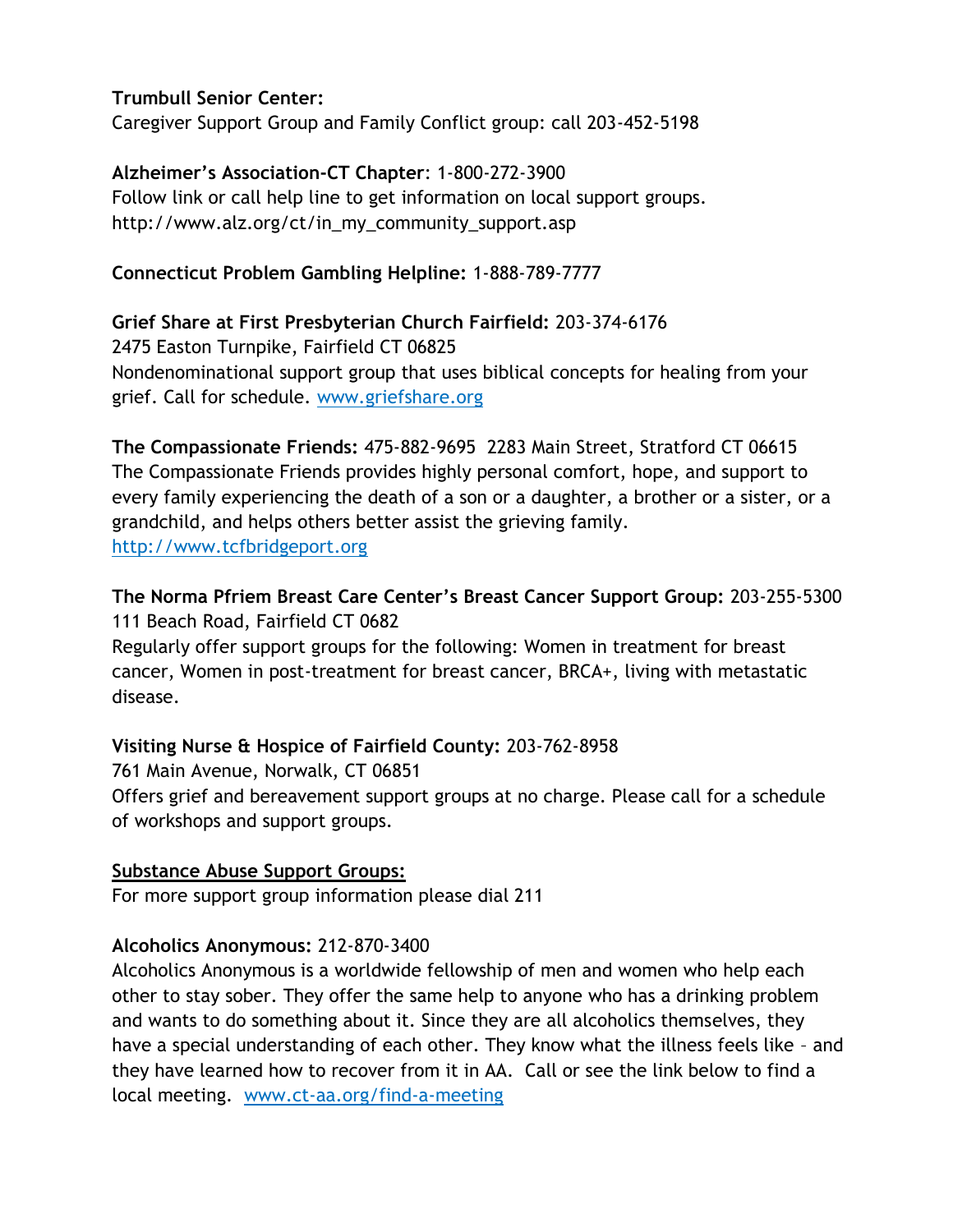**Trumbull Senior Center:**
Caregiver Support Group and Family Conflict group: call 203-452-5198

**Alzheimer's Association-CT Chapter**: 1-800-272-3900
Follow link or call help line to get information on local support groups.
http://www.alz.org/ct/in_my_community_support.asp

**Connecticut Problem Gambling Helpline:** 1-888-789-7777

**Grief Share at First Presbyterian Church Fairfield:** 203-374-6176
2475 Easton Turnpike, Fairfield CT 06825
Nondenominational support group that uses biblical concepts for healing from your grief. Call for schedule. www.griefshare.org

**The Compassionate Friends:** 475-882-9695 2283 Main Street, Stratford CT 06615
The Compassionate Friends provides highly personal comfort, hope, and support to every family experiencing the death of a son or a daughter, a brother or a sister, or a grandchild, and helps others better assist the grieving family.
http://www.tcfbridgeport.org

**The Norma Pfriem Breast Care Center's Breast Cancer Support Group:** 203-255-5300
111 Beach Road, Fairfield CT 0682
Regularly offer support groups for the following: Women in treatment for breast cancer, Women in post-treatment for breast cancer, BRCA+, living with metastatic disease.

**Visiting Nurse & Hospice of Fairfield County:** 203-762-8958
761 Main Avenue, Norwalk, CT 06851
Offers grief and bereavement support groups at no charge. Please call for a schedule of workshops and support groups.

**Substance Abuse Support Groups:**
For more support group information please dial 211

**Alcoholics Anonymous:** 212-870-3400
Alcoholics Anonymous is a worldwide fellowship of men and women who help each other to stay sober. They offer the same help to anyone who has a drinking problem and wants to do something about it. Since they are all alcoholics themselves, they have a special understanding of each other. They know what the illness feels like – and they have learned how to recover from it in AA. Call or see the link below to find a local meeting. www.ct-aa.org/find-a-meeting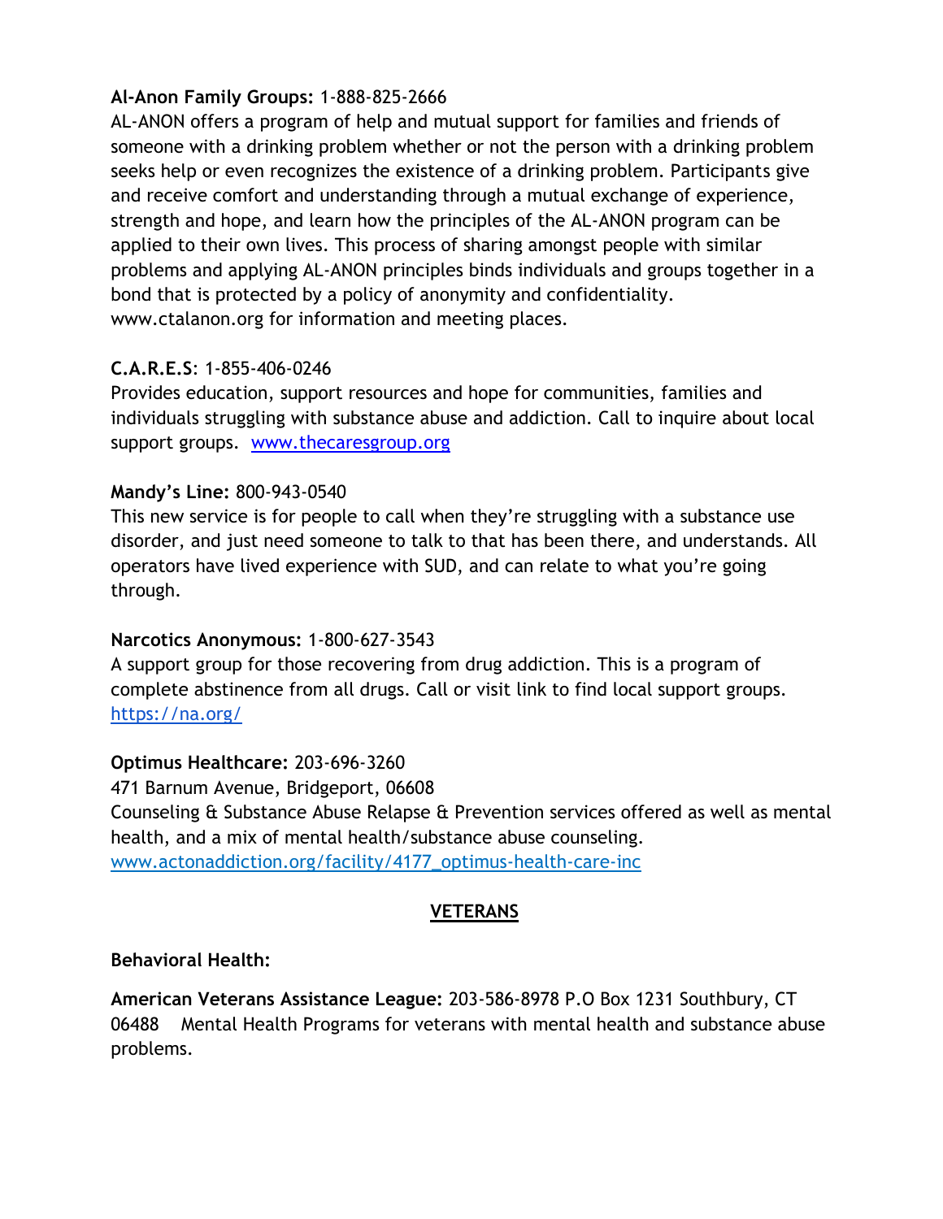**Al-Anon Family Groups:** 1-888-825-2666
AL-ANON offers a program of help and mutual support for families and friends of someone with a drinking problem whether or not the person with a drinking problem seeks help or even recognizes the existence of a drinking problem. Participants give and receive comfort and understanding through a mutual exchange of experience, strength and hope, and learn how the principles of the AL-ANON program can be applied to their own lives. This process of sharing amongst people with similar problems and applying AL-ANON principles binds individuals and groups together in a bond that is protected by a policy of anonymity and confidentiality. www.ctalanon.org for information and meeting places.

**C.A.R.E.S**: 1-855-406-0246
Provides education, support resources and hope for communities, families and individuals struggling with substance abuse and addiction. Call to inquire about local support groups. www.thecaresgroup.org

**Mandy's Line:** 800-943-0540
This new service is for people to call when they're struggling with a substance use disorder, and just need someone to talk to that has been there, and understands. All operators have lived experience with SUD, and can relate to what you're going through.

**Narcotics Anonymous:** 1-800-627-3543
A support group for those recovering from drug addiction. This is a program of complete abstinence from all drugs. Call or visit link to find local support groups. https://na.org/

**Optimus Healthcare:** 203-696-3260
471 Barnum Avenue, Bridgeport, 06608
Counseling & Substance Abuse Relapse & Prevention services offered as well as mental health, and a mix of mental health/substance abuse counseling.
www.actonaddiction.org/facility/4177_optimus-health-care-inc

## VETERANS

**Behavioral Health:**

**American Veterans Assistance League:** 203-586-8978 P.O Box 1231 Southbury, CT 06488 Mental Health Programs for veterans with mental health and substance abuse problems.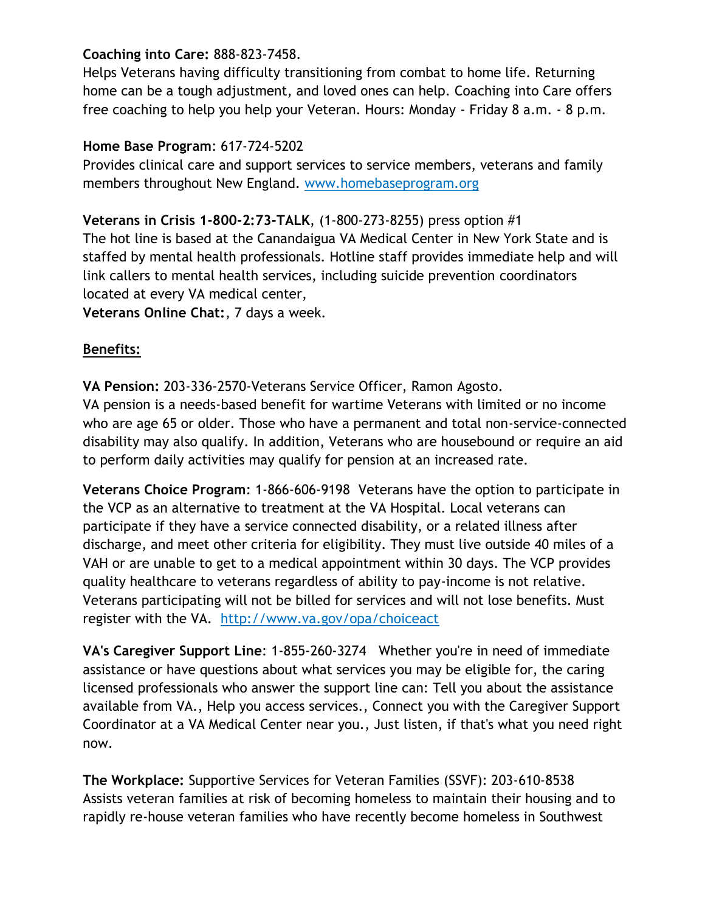**Coaching into Care:** 888-823-7458.
Helps Veterans having difficulty transitioning from combat to home life. Returning home can be a tough adjustment, and loved ones can help. Coaching into Care offers free coaching to help you help your Veteran. Hours: Monday - Friday 8 a.m. - 8 p.m.

**Home Base Program**: 617-724-5202
Provides clinical care and support services to service members, veterans and family members throughout New England. [www.homebaseprogram.org](http://www.homebaseprogram.org)

**Veterans in Crisis 1-800-2:73-TALK**, (1-800-273-8255) press option #1
The hot line is based at the Canandaigua VA Medical Center in New York State and is staffed by mental health professionals. Hotline staff provides immediate help and will link callers to mental health services, including suicide prevention coordinators located at every VA medical center,
**Veterans Online Chat:**, 7 days a week.

## Benefits:

**VA Pension:** 203-336-2570-Veterans Service Officer, Ramon Agosto.
VA pension is a needs-based benefit for wartime Veterans with limited or no income who are age 65 or older. Those who have a permanent and total non-service-connected disability may also qualify. In addition, Veterans who are housebound or require an aid to perform daily activities may qualify for pension at an increased rate.

**Veterans Choice Program**: 1-866-606-9198 Veterans have the option to participate in the VCP as an alternative to treatment at the VA Hospital. Local veterans can participate if they have a service connected disability, or a related illness after discharge, and meet other criteria for eligibility. They must live outside 40 miles of a VAH or are unable to get to a medical appointment within 30 days. The VCP provides quality healthcare to veterans regardless of ability to pay-income is not relative. Veterans participating will not be billed for services and will not lose benefits. Must register with the VA. [http://www.va.gov/opa/choiceact](http://www.va.gov/opa/choiceact)

**VA's Caregiver Support Line**: 1-855-260-3274 Whether you're in need of immediate assistance or have questions about what services you may be eligible for, the caring licensed professionals who answer the support line can: Tell you about the assistance available from VA., Help you access services., Connect you with the Caregiver Support Coordinator at a VA Medical Center near you., Just listen, if that's what you need right now.

**The Workplace:** Supportive Services for Veteran Families (SSVF): 203-610-8538
Assists veteran families at risk of becoming homeless to maintain their housing and to rapidly re-house veteran families who have recently become homeless in Southwest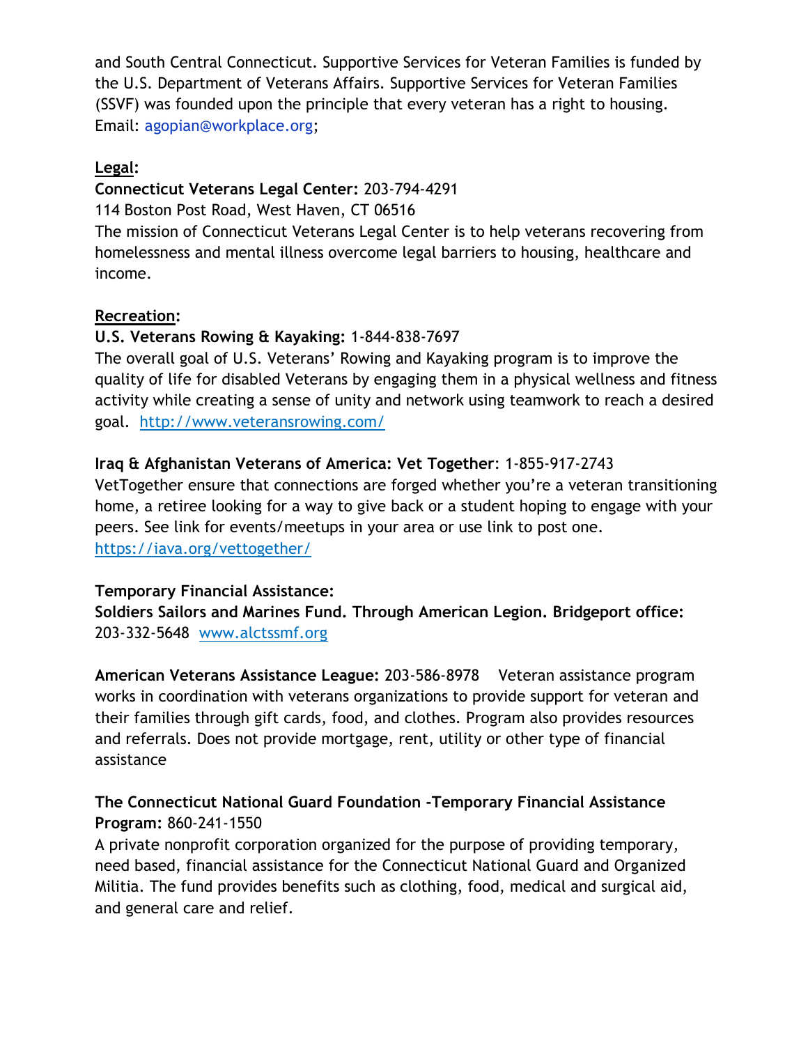and South Central Connecticut. Supportive Services for Veteran Families is funded by the U.S. Department of Veterans Affairs. Supportive Services for Veteran Families (SSVF) was founded upon the principle that every veteran has a right to housing. Email: agopian@workplace.org;

**Legal:**

**Connecticut Veterans Legal Center:** 203-794-4291
114 Boston Post Road, West Haven, CT 06516
The mission of Connecticut Veterans Legal Center is to help veterans recovering from homelessness and mental illness overcome legal barriers to housing, healthcare and income.

**Recreation:**

**U.S. Veterans Rowing & Kayaking:** 1-844-838-7697
The overall goal of U.S. Veterans' Rowing and Kayaking program is to improve the quality of life for disabled Veterans by engaging them in a physical wellness and fitness activity while creating a sense of unity and network using teamwork to reach a desired goal. http://www.veteransrowing.com/

**Iraq & Afghanistan Veterans of America: Vet Together**: 1-855-917-2743
VetTogether ensure that connections are forged whether you're a veteran transitioning home, a retiree looking for a way to give back or a student hoping to engage with your peers. See link for events/meetups in your area or use link to post one.
https://iava.org/vettogether/

**Temporary Financial Assistance:**

**Soldiers Sailors and Marines Fund. Through American Legion. Bridgeport office:** 203-332-5648 www.alctssmf.org

**American Veterans Assistance League:** 203-586-8978 Veteran assistance program works in coordination with veterans organizations to provide support for veteran and their families through gift cards, food, and clothes. Program also provides resources and referrals. Does not provide mortgage, rent, utility or other type of financial assistance

**The Connecticut National Guard Foundation -Temporary Financial Assistance Program:** 860-241-1550
A private nonprofit corporation organized for the purpose of providing temporary, need based, financial assistance for the Connecticut National Guard and Organized Militia. The fund provides benefits such as clothing, food, medical and surgical aid, and general care and relief.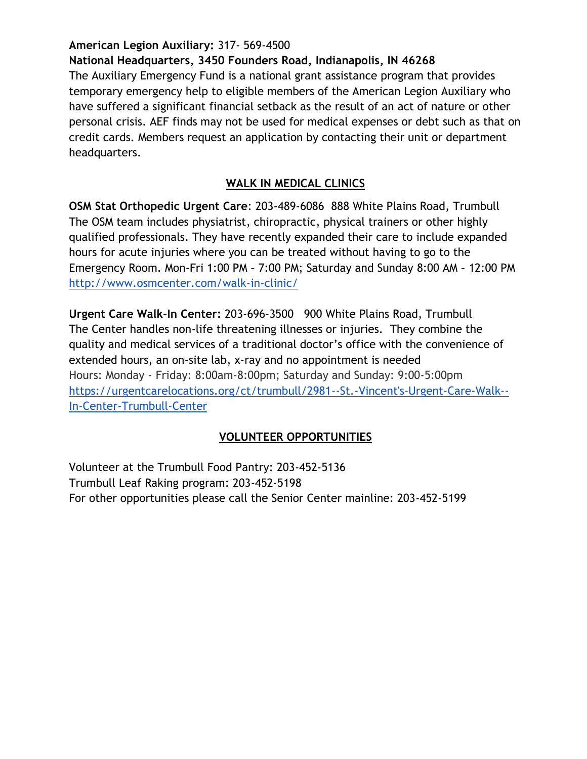**American Legion Auxiliary:** 317- 569-4500

**National Headquarters, 3450 Founders Road, Indianapolis, IN 46268**

The Auxiliary Emergency Fund is a national grant assistance program that provides temporary emergency help to eligible members of the American Legion Auxiliary who have suffered a significant financial setback as the result of an act of nature or other personal crisis. AEF finds may not be used for medical expenses or debt such as that on credit cards. Members request an application by contacting their unit or department headquarters.

## WALK IN MEDICAL CLINICS

**OSM Stat Orthopedic Urgent Care**: 203-489-6086 888 White Plains Road, Trumbull
The OSM team includes physiatrist, chiropractic, physical trainers or other highly qualified professionals. They have recently expanded their care to include expanded hours for acute injuries where you can be treated without having to go to the Emergency Room. Mon-Fri 1:00 PM – 7:00 PM; Saturday and Sunday 8:00 AM – 12:00 PM
http://www.osmcenter.com/walk-in-clinic/

**Urgent Care Walk-In Center:** 203-696-3500 900 White Plains Road, Trumbull
The Center handles non-life threatening illnesses or injuries. They combine the quality and medical services of a traditional doctor's office with the convenience of extended hours, an on-site lab, x-ray and no appointment is needed
Hours: Monday - Friday: 8:00am-8:00pm; Saturday and Sunday: 9:00-5:00pm
https://urgentcarelocations.org/ct/trumbull/2981--St.-Vincent's-Urgent-Care-Walk--In-Center-Trumbull-Center

## VOLUNTEER OPPORTUNITIES

Volunteer at the Trumbull Food Pantry: 203-452-5136
Trumbull Leaf Raking program: 203-452-5198
For other opportunities please call the Senior Center mainline: 203-452-5199